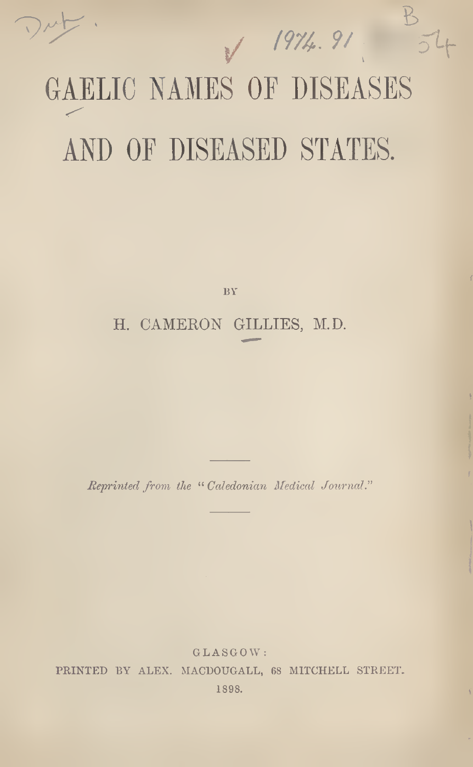# GAELIC NAMES OF DISEASES AND OF DISEASED STATES.

BY

H. CAMERON GILLIES, M.D.

---

*Reprinted from the "Caledonian Medical Journal."*

---

GLASGOW:
PRINTED BY ALEX. MACDOUGALL, 68 MITCHELL STREET.
1898.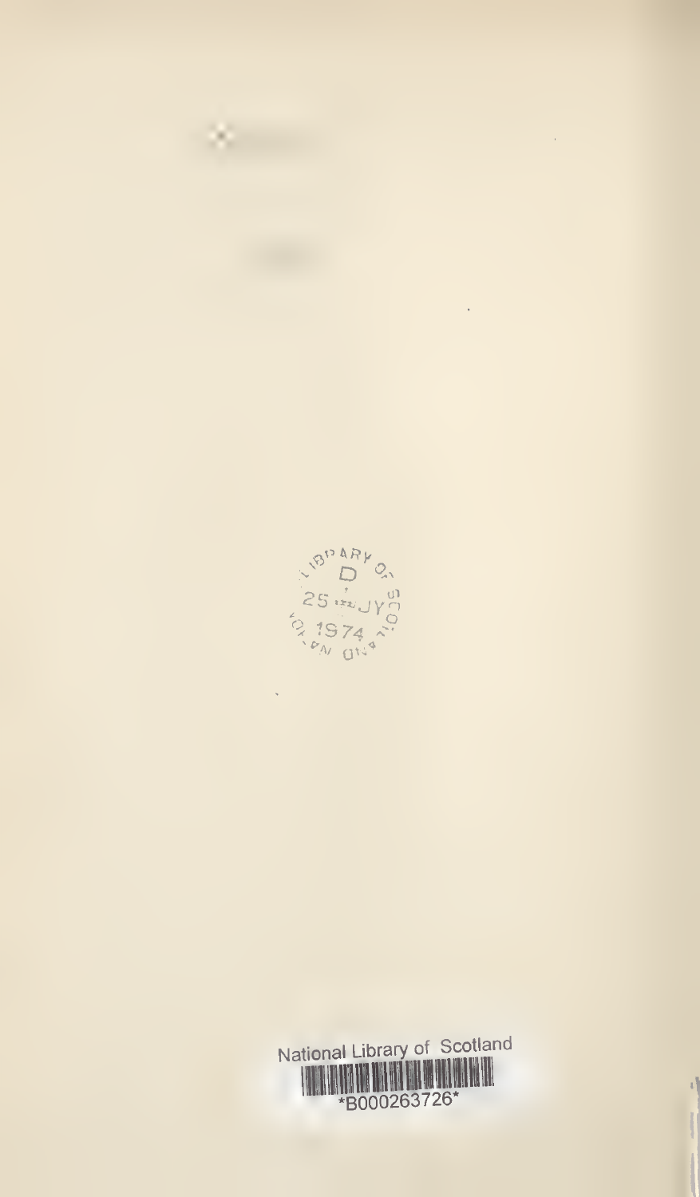National Library of Scotland

*B000263726*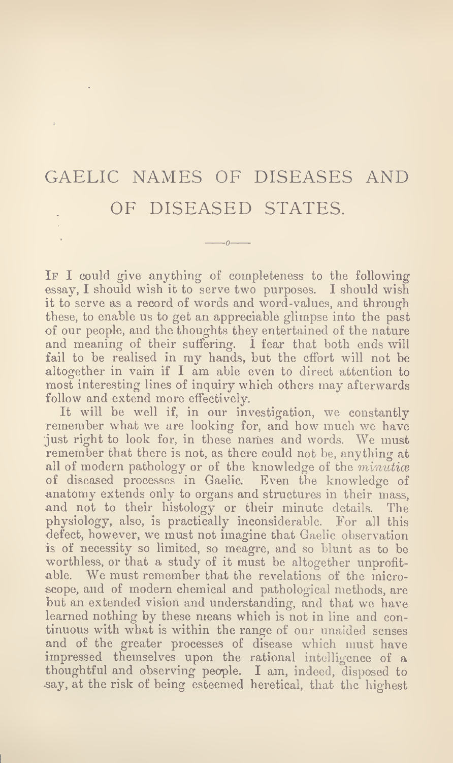# GAELIC NAMES OF DISEASES AND OF DISEASED STATES.

If I could give anything of completeness to the following essay, I should wish it to serve two purposes. I should wish it to serve as a record of words and word-values, and through these, to enable us to get an appreciable glimpse into the past of our people, and the thoughts they entertained of the nature and meaning of their suffering. I fear that both ends will fail to be realised in my hands, but the effort will not be altogether in vain if I am able even to direct attention to most interesting lines of inquiry which others may afterwards follow and extend more effectively.

It will be well if, in our investigation, we constantly remember what we are looking for, and how much we have just right to look for, in these names and words. We must remember that there is not, as there could not be, anything at all of modern pathology or of the knowledge of the *minutiæ* of diseased processes in Gaelic. Even the knowledge of anatomy extends only to organs and structures in their mass, and not to their histology or their minute details. The physiology, also, is practically inconsiderable. For all this defect, however, we must not imagine that Gaelic observation is of necessity so limited, so meagre, and so blunt as to be worthless, or that a study of it must be altogether unprofitable. We must remember that the revelations of the microscope, and of modern chemical and pathological methods, are but an extended vision and understanding, and that we have learned nothing by these means which is not in line and continuous with what is within the range of our unaided senses and of the greater processes of disease which must have impressed themselves upon the rational intelligence of a thoughtful and observing people. I am, indeed, disposed to say, at the risk of being esteemed heretical, that the highest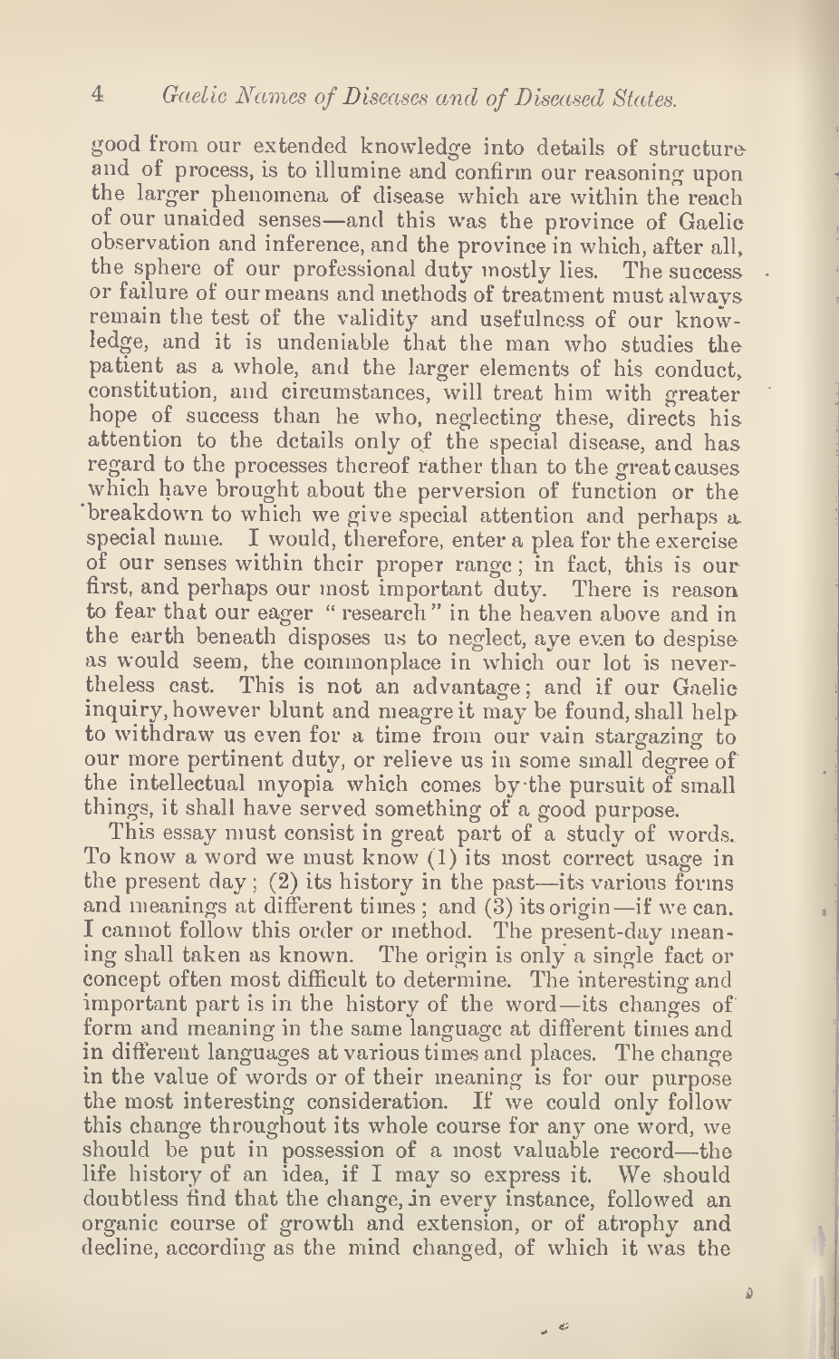good from our extended knowledge into details of structure and of process, is to illumine and confirm our reasoning upon the larger phenomena of disease which are within the reach of our unaided senses—and this was the province of Gaelic observation and inference, and the province in which, after all, the sphere of our professional duty mostly lies. The success or failure of our means and methods of treatment must always remain the test of the validity and usefulness of our knowledge, and it is undeniable that the man who studies the patient as a whole, and the larger elements of his conduct, constitution, and circumstances, will treat him with greater hope of success than he who, neglecting these, directs his attention to the details only of the special disease, and has regard to the processes thereof rather than to the great causes which have brought about the perversion of function or the breakdown to which we give special attention and perhaps a special name. I would, therefore, enter a plea for the exercise of our senses within their proper range; in fact, this is our first, and perhaps our most important duty. There is reason to fear that our eager "research" in the heaven above and in the earth beneath disposes us to neglect, aye even to despise as would seem, the commonplace in which our lot is nevertheless cast. This is not an advantage; and if our Gaelic inquiry, however blunt and meagre it may be found, shall help to withdraw us even for a time from our vain stargazing to our more pertinent duty, or relieve us in some small degree of the intellectual myopia which comes by the pursuit of small things, it shall have served something of a good purpose.

This essay must consist in great part of a study of words. To know a word we must know (1) its most correct usage in the present day; (2) its history in the past—its various forms and meanings at different times; and (3) its origin—if we can. I cannot follow this order or method. The present-day meaning shall taken as known. The origin is only a single fact or concept often most difficult to determine. The interesting and important part is in the history of the word—its changes of form and meaning in the same language at different times and in different languages at various times and places. The change in the value of words or of their meaning is for our purpose the most interesting consideration. If we could only follow this change throughout its whole course for any one word, we should be put in possession of a most valuable record—the life history of an idea, if I may so express it. We should doubtless find that the change, in every instance, followed an organic course of growth and extension, or of atrophy and decline, according as the mind changed, of which it was the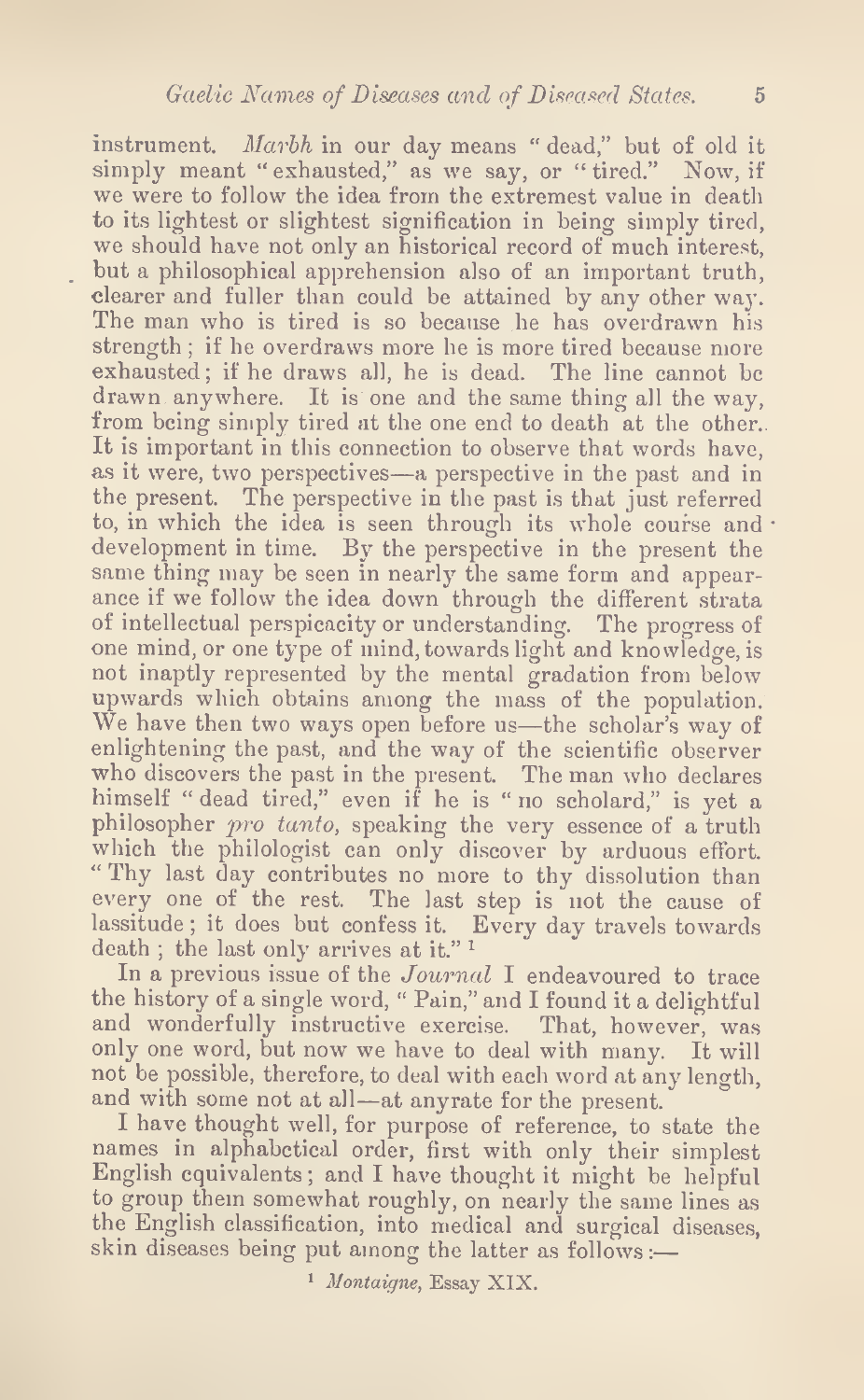instrument. *Marbh* in our day means "dead," but of old it simply meant "exhausted," as we say, or "tired." Now, if we were to follow the idea from the extremest value in death to its lightest or slightest signification in being simply tired, we should have not only an historical record of much interest, but a philosophical apprehension also of an important truth, clearer and fuller than could be attained by any other way. The man who is tired is so because he has overdrawn his strength; if he overdraws more he is more tired because more exhausted; if he draws all, he is dead. The line cannot be drawn anywhere. It is one and the same thing all the way, from being simply tired at the one end to death at the other. It is important in this connection to observe that words have, as it were, two perspectives—a perspective in the past and in the present. The perspective in the past is that just referred to, in which the idea is seen through its whole course and development in time. By the perspective in the present the same thing may be seen in nearly the same form and appearance if we follow the idea down through the different strata of intellectual perspicacity or understanding. The progress of one mind, or one type of mind, towards light and knowledge, is not inaptly represented by the mental gradation from below upwards which obtains among the mass of the population. We have then two ways open before us—the scholar's way of enlightening the past, and the way of the scientific observer who discovers the past in the present. The man who declares himself "dead tired," even if he is "no scholard," is yet a philosopher *pro tanto*, speaking the very essence of a truth which the philologist can only discover by arduous effort. "Thy last day contributes no more to thy dissolution than every one of the rest. The last step is not the cause of lassitude; it does but confess it. Every day travels towards death; the last only arrives at it." [1]

In a previous issue of the *Journal* I endeavoured to trace the history of a single word, "Pain," and I found it a delightful and wonderfully instructive exercise. That, however, was only one word, but now we have to deal with many. It will not be possible, therefore, to deal with each word at any length, and with some not at all—at anyrate for the present.

I have thought well, for purpose of reference, to state the names in alphabetical order, first with only their simplest English equivalents; and I have thought it might be helpful to group them somewhat roughly, on nearly the same lines as the English classification, into medical and surgical diseases, skin diseases being put among the latter as follows:—

[1] *Montaigne*, Essay XIX.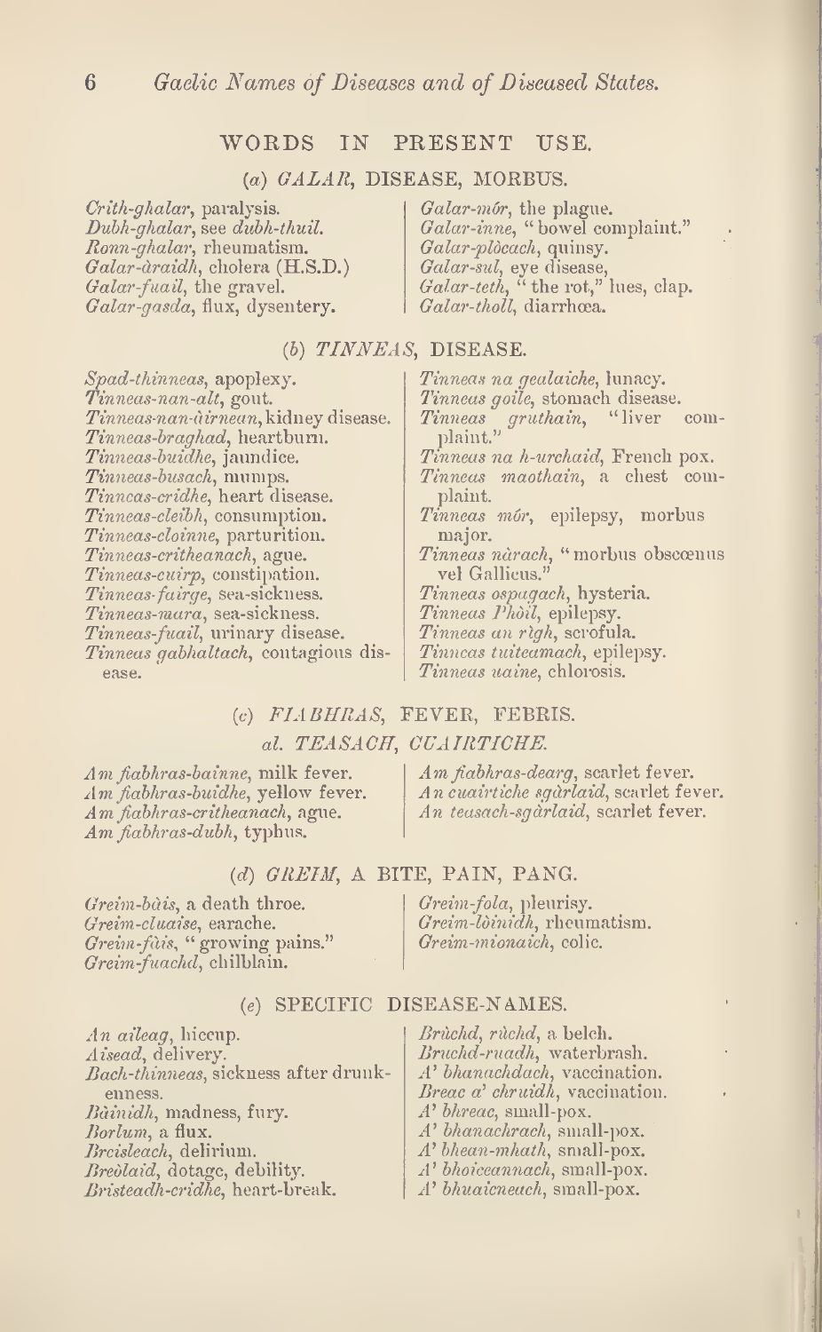## WORDS IN PRESENT USE.

### (*a*) *GALAR*, DISEASE, MORBUS.

*Crith-ghalar*, paralysis.
*Dubh-ghalar*, see *dubh-thuil*.
*Ronn-ghalar*, rheumatism.
*Galar-àraidh*, cholera (H.S.D.)
*Galar-fuail*, the gravel.
*Galar-gasda*, flux, dysentery.
*Galar-mór*, the plague.
*Galar-inne*, "bowel complaint."
*Galar-plòcach*, quinsy.
*Galar-sul*, eye disease,
*Galar-teth*, "the rot," lues, clap.
*Galar-tholl*, diarrhœa.

### (*b*) *TINNEAS*, DISEASE.

*Spad-thinneas*, apoplexy.
*Tinneas-nan-alt*, gout.
*Tinneas-nan-àirnean*, kidney disease.
*Tinneas-braghad*, heartburn.
*Tinneas-buidhe*, jaundice.
*Tinneas-busach*, mumps.
*Tinneas-cridhe*, heart disease.
*Tinneas-cleibh*, consumption.
*Tinneas-cloinne*, parturition.
*Tinneas-critheanach*, ague.
*Tinneas-cuirp*, constipation.
*Tinneas-fairge*, sea-sickness.
*Tinneas-mara*, sea-sickness.
*Tinneas-fuail*, urinary disease.
*Tinneas gabhaltach*, contagious disease.
*Tinneas na gealaiche*, lunacy.
*Tinneas goile*, stomach disease.
*Tinneas gruthain*, "liver complaint."
*Tinneas na h-urchaid*, French pox.
*Tinneas maothain*, a chest complaint.
*Tinneas mór*, epilepsy, morbus major.
*Tinneas nàrach*, "morbus obscœnus vel Gallicus."
*Tinneas ospagach*, hysteria.
*Tinneas Phòil*, epilepsy.
*Tinneas an rìgh*, scrofula.
*Tinneas tuiteamach*, epilepsy.
*Tinneas uaine*, chlorosis.

### (*c*) *FIABHRAS*, FEVER, FEBRIS.
### *al. TEASACH, CUAIRTICHE.*

*Am fiabhras-bainne*, milk fever.
*Am fiabhras-buidhe*, yellow fever.
*Am fiabhras-critheanach*, ague.
*Am fiabhras-dubh*, typhus.
*Am fiabhras-dearg*, scarlet fever.
*An cuairtiche sgàrlaid*, scarlet fever.
*An teasach-sgàrlaid*, scarlet fever.

### (*d*) *GREIM*, A BITE, PAIN, PANG.

*Greim-bàis*, a death throe.
*Greim-cluaise*, earache.
*Greim-fàis*, "growing pains."
*Greim-fuachd*, chilblain.
*Greim-fola*, pleurisy.
*Greim-lòinidh*, rheumatism.
*Greim-mionaich*, colic.

### (*e*) SPECIFIC DISEASE-NAMES.

*An aileag*, hiccup.
*Aisead*, delivery.
*Bach-thinneas*, sickness after drunkenness.
*Bàinidh*, madness, fury.
*Borlum*, a flux.
*Breisleach*, delirium.
*Breòlaid*, dotage, debility.
*Bristeadh-cridhe*, heart-break.
*Brùchd*, *rùchd*, a belch.
*Bruchd-ruadh*, waterbrash.
*A' bhanachdach*, vaccination.
*Breac a' chruidh*, vaccination.
*A' bhreac*, small-pox.
*A' bhanachrach*, small-pox.
*A' bhean-mhath*, small-pox.
*A' bhoiceannach*, small-pox.
*A' bhuaicneach*, small-pox.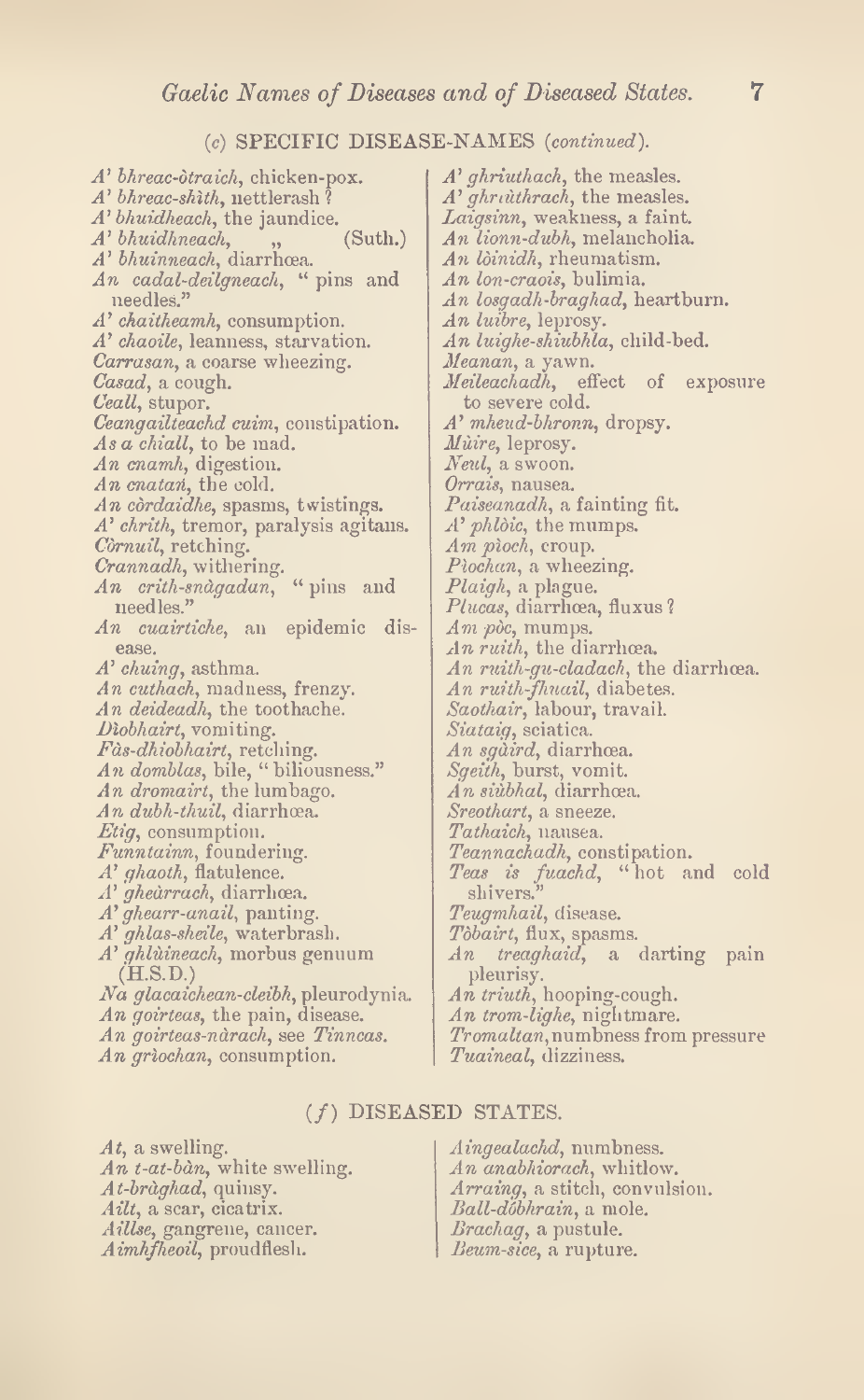### (c) SPECIFIC DISEASE-NAMES (*continued*).

*A' bhreac-òtraich*, chicken-pox.
*A' bhreac-shìth*, nettlerash ?
*A' bhuidheach*, the jaundice.
*A' bhuidhneach*, ,, (Suth.)
*A' bhuinneach*, diarrhœa.
*An cadal-deilgneach*, "pins and needles."
*A' chaitheamh*, consumption.
*A' chaoile*, leanness, starvation.
*Carrasan*, a coarse wheezing.
*Casad*, a cough.
*Ceall*, stupor.
*Ceangailteachd cuim*, constipation.
*As a chiall*, to be mad.
*An cnamh*, digestion.
*An cnatan*, the cold.
*An còrdaidhe*, spasms, twistings.
*A' chrith*, tremor, paralysis agitans.
*Còrnuil*, retching.
*Crannadh*, withering.
*An crith-snàgadan*, "pins and needles."
*An cuairtiche*, an epidemic disease.
*A' chuing*, asthma.
*An cuthach*, madness, frenzy.
*An deideadh*, the toothache.
*Dìobhairt*, vomiting.
*Fàs-dhiobhairt*, retching.
*An domblas*, bile, "biliousness."
*An dromairt*, the lumbago.
*An dubh-thuil*, diarrhœa.
*Etig*, consumption.
*Funntainn*, foundering.
*A' ghaoth*, flatulence.
*A' ghearrach*, diarrhœa.
*A' ghearr-anail*, panting.
*A' ghlas-sheile*, waterbrash.
*A' ghlùineach*, morbus genuum (H.S.D.)
*Na glacaichean-cleibh*, pleurodynia.
*An goirteas*, the pain, disease.
*An goirteas-nàrach*, see *Tinncas*.
*An grìochan*, consumption.
*A' ghriuthach*, the measles.
*A' ghrùthrach*, the measles.
*Laigsinn*, weakness, a faint.
*An lionn-dubh*, melancholia.
*An lòinidh*, rheumatism.
*An lon-craois*, bulimia.
*An losgadh-braghad*, heartburn.
*An luibre*, leprosy.
*An luighe-shiubhla*, child-bed.
*Meanan*, a yawn.
*Meileachadh*, effect of exposure to severe cold.
*A' mheud-bhronn*, dropsy.
*Mùire*, leprosy.
*Neul*, a swoon.
*Orrais*, nausea.
*Paiseanadh*, a fainting fit.
*A' phlòic*, the mumps.
*Am pìoch*, croup.
*Pìochan*, a wheezing.
*Plaigh*, a plague.
*Plucas*, diarrhœa, fluxus ?
*Am pòc*, mumps.
*An ruith*, the diarrhœa.
*An ruith-gu-cladach*, the diarrhœa.
*An ruith-fhuail*, diabetes.
*Saothair*, labour, travail.
*Siataig*, sciatica.
*An sgàird*, diarrhœa.
*Sgeith*, burst, vomit.
*An siùbhal*, diarrhœa.
*Sreothart*, a sneeze.
*Tathaich*, nausea.
*Teannachadh*, constipation.
*Teas is fuachd*, "hot and cold shivers."
*Teugmhail*, disease.
*Tòbairt*, flux, spasms.
*An treaghaid*, a darting pain pleurisy.
*An triuth*, hooping-cough.
*An trom-lighe*, nightmare.
*Tromaltan*, numbness from pressure
*Tuaineal*, dizziness.

### (*f*) DISEASED STATES.

*At*, a swelling.
*An t-at-bàn*, white swelling.
*At-bràghad*, quinsy.
*Ailt*, a scar, cicatrix.
*Aillse*, gangrene, cancer.
*Aimhfheoil*, proudflesh.
*Aingealachd*, numbness.
*An anabhiorach*, whitlow.
*Arraing*, a stitch, convulsion.
*Ball-dòbhrain*, a mole.
*Brachag*, a pustule.
*Beum-sice*, a rupture.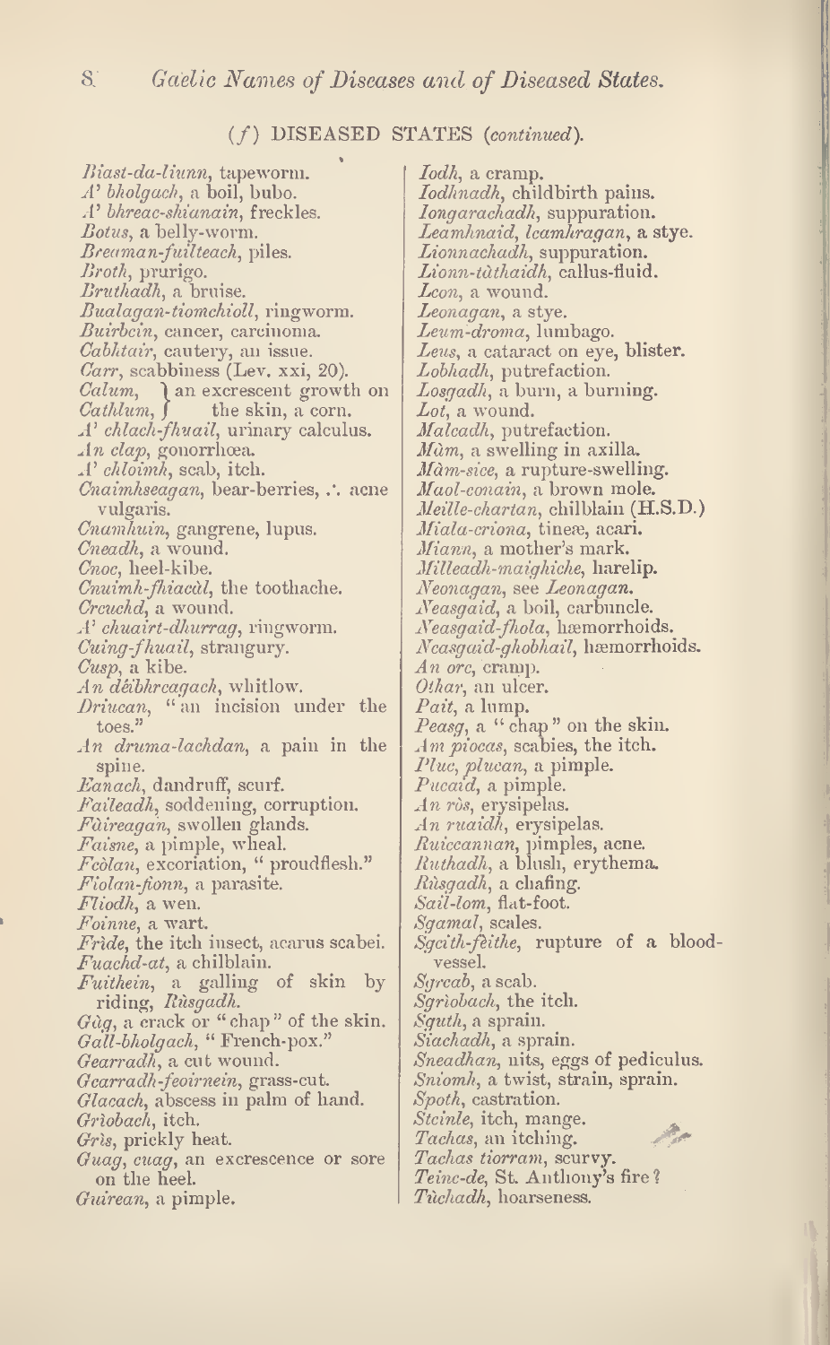### (*f*) DISEASED STATES (*continued*).

*Biast-da-liunn*, tapeworm.
*A' bholgach*, a boil, bubo.
*A' bhreac-shianain*, freckles.
*Botus*, a belly-worm.
*Breaman-fuilteach*, piles.
*Broth*, prurigo.
*Bruthadh*, a bruise.
*Bualagan-tiomchioll*, ringworm.
*Buirbein*, cancer, carcinoma.
*Cabhtair*, cautery, an issue.
*Carr*, scabbiness (Lev. xxi, 20).
*Calum*, *Cathlum*, } an excrescent growth on the skin, a corn.
*A' chlach-fhuail*, urinary calculus.
*An clap*, gonorrhœa.
*A' chloimh*, scab, itch.
*Cnaimhseagan*, bear-berries, ∴ acne vulgaris.
*Cnamhuin*, gangrene, lupus.
*Cneadh*, a wound.
*Cnoc*, heel-kibe.
*Cnuimh-fhiacàl*, the toothache.
*Creuchd*, a wound.
*A' chuairt-dhurrag*, ringworm.
*Cuing-fhuail*, strangury.
*Cusp*, a kibe.
*An dèibhreagach*, whitlow.
*Driucan*, "an incision under the toes."
*An druma-lachdan*, a pain in the spine.
*Eanach*, dandruff, scurf.
*Faileadh*, soddening, corruption.
*Fàireagan*, swollen glands.
*Faisne*, a pimple, wheal.
*Feòlan*, excoriation, "proudflesh."
*Fiolan-fionn*, a parasite.
*Fliodh*, a wen.
*Foinne*, a wart.
*Frìde*, the itch insect, acarus scabei.
*Fuachd-at*, a chilblain.
*Fuithein*, a galling of skin by riding, *Rùsgadh*.
*Gàg*, a crack or "chap" of the skin.
*Gall-bholgach*, "French-pox."
*Gearradh*, a cut wound.
*Gearradh-feoirnein*, grass-cut.
*Glacach*, abscess in palm of hand.
*Grìobach*, itch.
*Grìs*, prickly heat.
*Guag*, *cuag*, an excrescence or sore on the heel.
*Guirean*, a pimple.
*Iodh*, a cramp.
*Iodhnadh*, childbirth pains.
*Iongarachadh*, suppuration.
*Leamhnaid*, *leamhragan*, a stye.
*Lionnachadh*, suppuration.
*Lionn-tàthaidh*, callus-fluid.
*Leon*, a wound.
*Leonagan*, a stye.
*Leum-droma*, lumbago.
*Leus*, a cataract on eye, blister.
*Lobhadh*, putrefaction.
*Losgadh*, a burn, a burning.
*Lot*, a wound.
*Malcadh*, putrefaction.
*Màm*, a swelling in axilla.
*Màm-sice*, a rupture-swelling.
*Maol-conain*, a brown mole.
*Meille-chartan*, chilblain (H.S.D.)
*Miala-criona*, tineæ, acari.
*Miann*, a mother's mark.
*Milleadh-maighiche*, harelip.
*Neonagan*, see *Leonagan*.
*Neasgaid*, a boil, carbuncle.
*Neasgaid-fhola*, hæmorrhoids.
*Neasgaid-ghobhail*, hæmorrhoids.
*An orc*, cramp.
*Othar*, an ulcer.
*Pait*, a lump.
*Peasg*, a "chap" on the skin.
*Am piocas*, scabies, the itch.
*Pluc*, *plucan*, a pimple.
*Pucaid*, a pimple.
*An ròs*, erysipelas.
*An ruaidh*, erysipelas.
*Ruiceannan*, pimples, acne.
*Ruthadh*, a blush, erythema.
*Rùsgadh*, a chafing.
*Sail-lom*, flat-foot.
*Sgamal*, scales.
*Sgeith-fèithe*, rupture of a blood-vessel.
*Sgreab*, a scab.
*Sgrìobach*, the itch.
*Sguth*, a sprain.
*Siachadh*, a sprain.
*Sneadhan*, nits, eggs of pediculus.
*Sniomh*, a twist, strain, sprain.
*Spoth*, castration.
*Steinle*, itch, mange.
*Tachas*, an itching.
*Tachas tiorram*, scurvy.
*Teine-de*, St. Anthony's fire?
*Tùchadh*, hoarseness.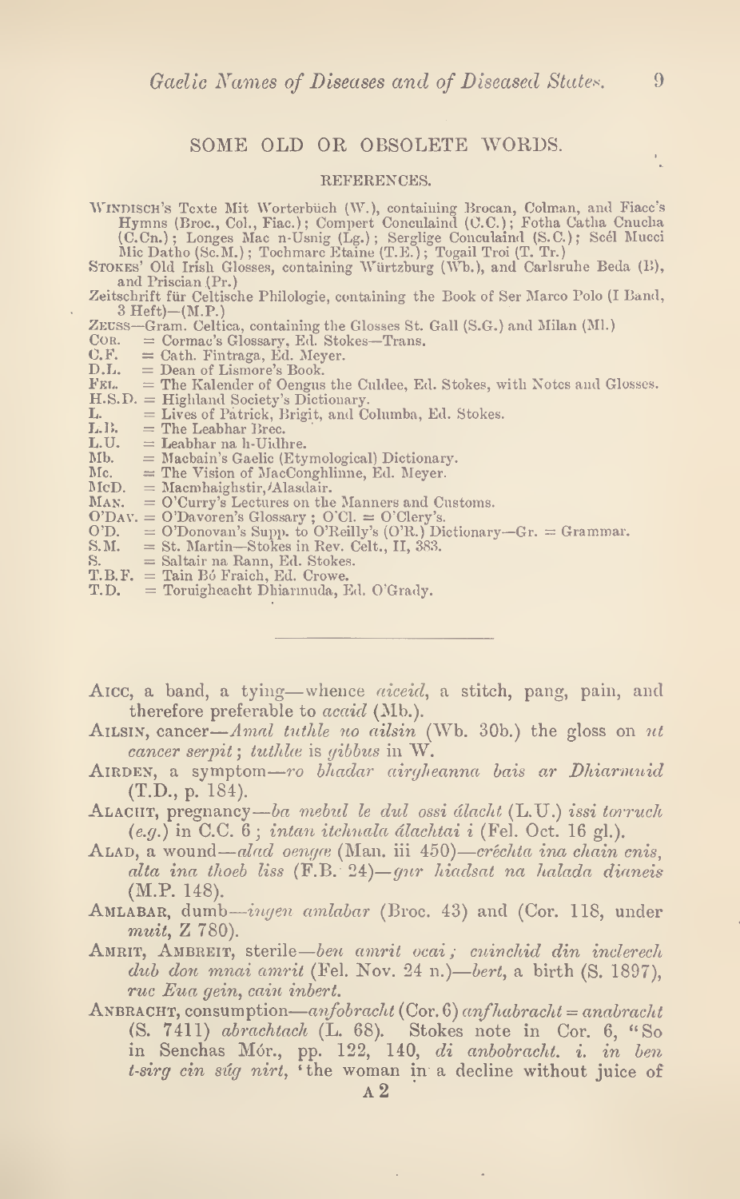## SOME OLD OR OBSOLETE WORDS.

### REFERENCES.

WINDISCH's Texte Mit Worterbüch (W.), containing Brocan, Colman, and Fiacc's Hymns (Broc., Col., Fiac.); Compert Conculaind (C.C.); Fotha Catha Cnucha (C.Cn.); Longes Mac n-Usnig (Lg.); Serglige Conculaind (S.C.); Scél Mucci Mic Datho (Sc.M.); Tochmarc Etaine (T.E.); Togail Troi (T. Tr.)

STOKES' Old Irish Glosses, containing Würtzburg (Wb.), and Carlsruhe Beda (B), and Priscian (Pr.)

Zeitschrift für Celtische Philologie, containing the Book of Ser Marco Polo (I Band, 3 Heft)—(M.P.)

ZEUSS—Gram. Celtica, containing the Glosses St. Gall (S.G.) and Milan (Ml.)

COR. = Cormac's Glossary, Ed. Stokes—Trans.
C.F. = Cath. Fintraga, Ed. Meyer.
D.L. = Dean of Lismore's Book.
FEL. = The Kalender of Oengus the Culdee, Ed. Stokes, with Notes and Glosses.
H.S.D. = Highland Society's Dictionary.
L. = Lives of Patrick, Brigit, and Columba, Ed. Stokes.
L.B. = The Leabhar Brec.
L.U. = Leabhar na h-Uidhre.
Mb. = Macbain's Gaelic (Etymological) Dictionary.
Mc. = The Vision of MacConghlinne, Ed. Meyer.
McD. = Macmhaighstir, Alasdair.
MAN. = O'Curry's Lectures on the Manners and Customs.
O'DAV. = O'Davoren's Glossary; O'Cl. = O'Clery's.
O'D. = O'Donovan's Supp. to O'Reilly's (O'R.) Dictionary—Gr. = Grammar.
S.M. = St. Martin—Stokes in Rev. Celt., II, 383.
S. = Saltair na Rann, Ed. Stokes.
T.B.F. = Tain Bó Fraich, Ed. Crowe.
T.D. = Toruigheacht Dhiarmuda, Ed. O'Grady.

---

AICC, a band, a tying—whence *aiceid*, a stitch, pang, pain, and therefore preferable to *acaid* (Mb.).

AILSIN, cancer—*Amal tuthle no ailsin* (Wb. 30b.) the gloss on *ut cancer serpit*; *tuthlæ* is *gibbus* in W.

AIRDEN, a symptom—*ro bhadar airgheanna bais ar Dhiarmuid* (T.D., p. 184).

ALACHT, pregnancy—*ba mebul le dul ossi álacht* (L.U.) *issi torruch* (*e.g.*) in C.C. 6; *intan itchnala álachtai i* (Fel. Oct. 16 gl.).

ALAD, a wound—*alad oengæ* (Man. iii 450)—*créchta ina chain cnis, alta ina thoeb liss* (F.B. 24)—*gur hiadsat na halada dianeis* (M.P. 148).

AMLABAR, dumb—*ingen amlabar* (Broc. 43) and (Cor. 118, under *muit*, Z 780).

AMRIT, AMBREIT, sterile—*ben amrit ocai; cuinchid din inclerech dub don mnai amrit* (Fel. Nov. 24 n.)—*bert*, a birth (S. 1897), *ruc Eua gein, cain inbert.*

ANBRACHT, consumption—*anfobracht* (Cor. 6) *anfhabracht* = *anabracht* (S. 7411) *abrachtach* (L. 68). Stokes note in Cor. 6, "So in Senchas Mór., pp. 122, 140, *di anbobracht. i. in ben t-sirg cin súg nirt*, 'the woman in a decline without juice of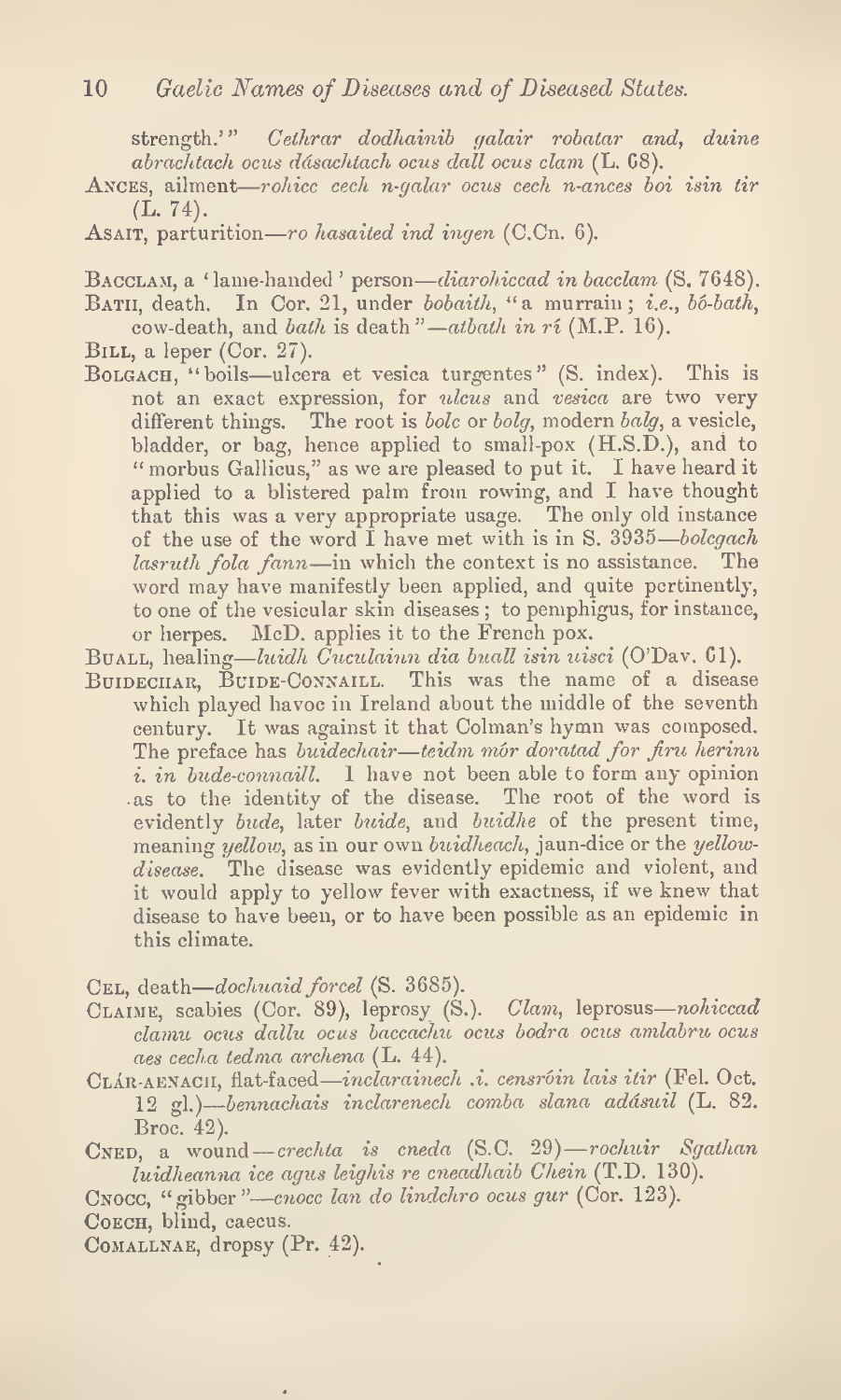strength.'" *Cethrar dodhainib galair robatar and, duine abrachtach ocus dásachtach ocus dall ocus clam* (L. 68).

Ances, ailment—*rohicc cech n-galar ocus cech n-ances boi isin tir* (L. 74).

Asait, parturition—*ro hasaited ind ingen* (C.Cn. 6).

Bacclam, a 'lame-handed' person—*diarohiccad in bacclam* (S. 7648).

Bath, death. In Cor. 21, under *bobaith*, "a murrain; *i.e., bó-bath*, cow-death, and *bath* is death"—*atbath in rí* (M.P. 16).

Bill, a leper (Cor. 27).

Bolgach, "boils—ulcera et vesica turgentes" (S. index). This is not an exact expression, for *ulcus* and *vesica* are two very different things. The root is *bolc* or *bolg*, modern *balg*, a vesicle, bladder, or bag, hence applied to small-pox (H.S.D.), and to "morbus Gallicus," as we are pleased to put it. I have heard it applied to a blistered palm from rowing, and I have thought that this was a very appropriate usage. The only old instance of the use of the word I have met with is in S. 3935—*bolcgach lasruth fola fann*—in which the context is no assistance. The word may have manifestly been applied, and quite pertinently, to one of the vesicular skin diseases; to pemphigus, for instance, or herpes. McD. applies it to the French pox.

Buall, healing—*luidh Cuculainn dia buall isin uisci* (O'Dav. 61).

Buidechar, Buide-Connaill. This was the name of a disease which played havoc in Ireland about the middle of the seventh century. It was against it that Colman's hymn was composed. The preface has *buidechair—teidm mór doratad for firu herinn i. in bude-connaill.* I have not been able to form any opinion as to the identity of the disease. The root of the word is evidently *bude*, later *buide*, and *buidhe* of the present time, meaning *yellow*, as in our own *buidheach*, jaun-dice or the *yellow-disease*. The disease was evidently epidemic and violent, and it would apply to yellow fever with exactness, if we knew that disease to have been, or to have been possible as an epidemic in this climate.

Cel, death—*dochuaid forcel* (S. 3685).

Claime, scabies (Cor. 89), leprosy (S.). *Clam*, leprosus—*nohiccad clamu ocus dallu ocus baccachu ocus bodra ocus amlabru ocus aes cecha tedma archena* (L. 44).

Clár-aenach, flat-faced—*inclarainech .i. censróin lais itir* (Fel. Oct. 12 gl.)—*bennachais inclarenech comba slana adásuil* (L. 82. Broc. 42).

Cned, a wound—*crechta is cneda* (S.C. 29)—*rochuir Sgathan luidheanna ice agus leighis re cneadhaib Chein* (T.D. 130).

Cnocc, "gibber"—*cnocc lan do lindchro ocus gur* (Cor. 123).

Coech, blind, caecus.

Comallnae, dropsy (Pr. 42).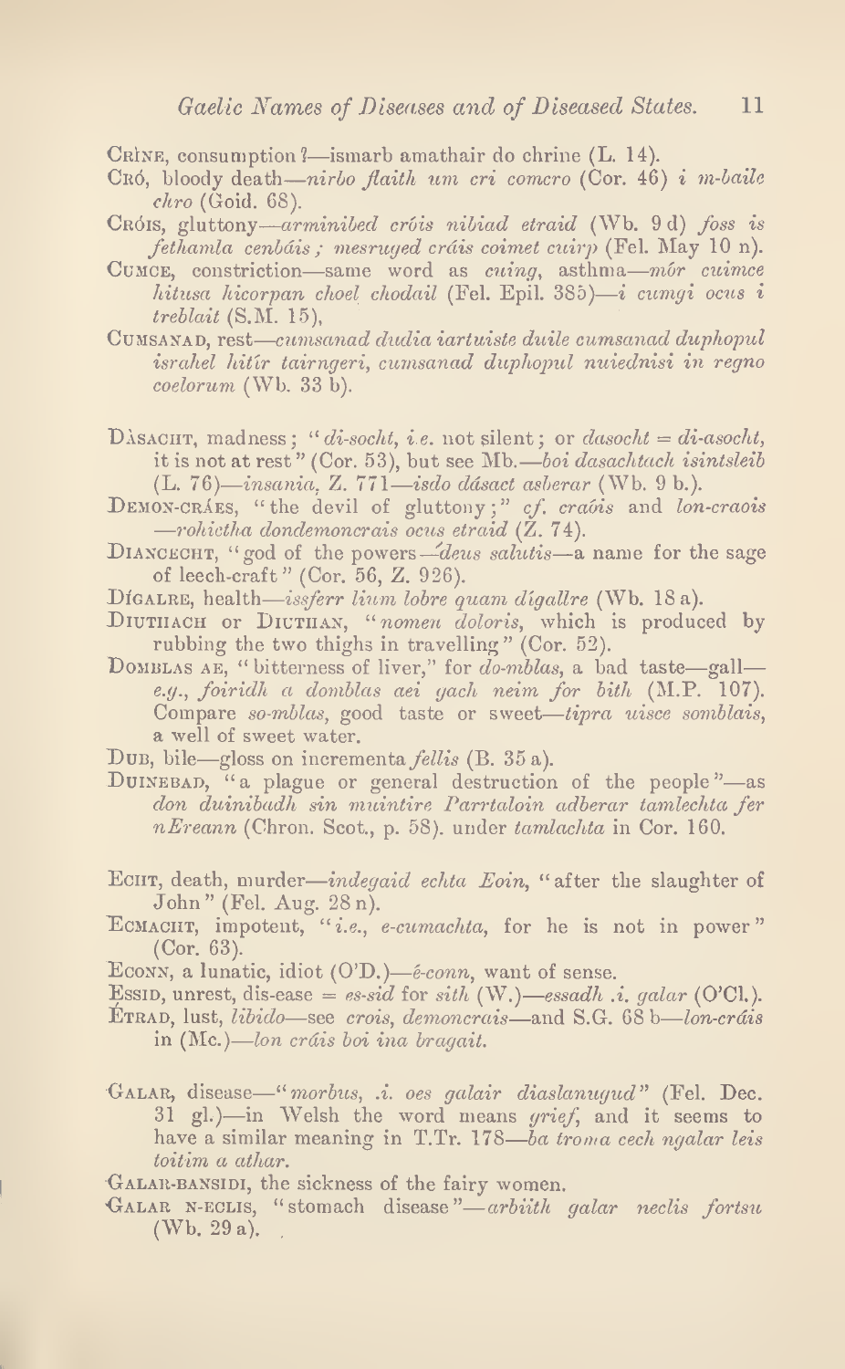CRÌNE, consumption?—ismarb amathair do chrine (L. 14).

CRÓ, bloody death—*nirbo flaith um cri comcro* (Cor. 46) *i m-baile chro* (Goid. 68).

CRÓIS, gluttony—*arminibed cróis nibiad etraid* (Wb. 9 d) *foss is fethamla cenbáis; mesruged cráis coimet cuirp* (Fel. May 10 n).

CUMCE, constriction—same word as *cuing*, asthma—*mór cuimce hitusa hicorpan choel chodail* (Fel. Epil. 385)—*i cumgi ocus i treblait* (S.M. 15),

CUMSANAD, rest—*cumsanad dudia iartuiste duile cumsanad duphopul israhel hitír tairngeri, cumsanad duphopul nuiednisi in regno coelorum* (Wb. 33 b).

DÀSACHT, madness; "*di-socht, i.e.* not silent; or *dasocht = di-asocht*, it is not at rest" (Cor. 53), but see Mb.—*boi dasachtach isintsleib* (L. 76)—*insania*, Z. 771—*isdo dásact asberar* (Wb. 9 b.).

DEMON-CRÁES, "the devil of gluttony;" *cf. craóis* and *lon-craois*—*rohictha dondemoncrais ocus etraid* (Z. 74).

DIANCECHT, "god of the powers—*deus salutis*—a name for the sage of leech-craft" (Cor. 56, Z. 926).

DÍGALRE, health—*issferr lium lobre quam dígallre* (Wb. 18 a).

DIUTHACH or DIUTHAN, "*nomen doloris*, which is produced by rubbing the two thighs in travelling" (Cor. 52).

DOMBLAS AE, "bitterness of liver," for *do-mblas*, a bad taste—gall—*e.g.*, *foiridh a domblas aei gach neim for bith* (M.P. 107). Compare *so-mblas*, good taste or sweet—*tipra uisce somblais*, a well of sweet water.

DUB, bile—gloss on incrementa *fellis* (B. 35 a).

DUINEBAD, "a plague or general destruction of the people"—as *don duinibadh sin muintire Parrtaloin adberar tamlechta fer nEreann* (Chron. Scot., p. 58). under *tamlachta* in Cor. 160.

ECHT, death, murder—*indegaid echta Eoin*, "after the slaughter of John" (Fel. Aug. 28 n).

ECMACHT, impotent, "*i.e.*, *e-cumachta*, for he is not in power" (Cor. 63).

ECONN, a lunatic, idiot (O'D.)—*é-conn*, want of sense.

ESSID, unrest, dis-ease = *es-sid* for *sith* (W.)—*essadh .i. galar* (O'Cl.).

ÉTRAD, lust, *libido*—see *crois*, *demoncrais*—and S.G. 68 b—*lon-cráis* in (Mc.)—*lon cráis boi ina bragait.*

GALAR, disease—"*morbus, .i. oes galair diaslanugud*" (Fel. Dec. 31 gl.)—in Welsh the word means *grief*, and it seems to have a similar meaning in T.Tr. 178—*ba troma cech ngalar leis toitim a athar.*

GALAR-BANSIDI, the sickness of the fairy women.

GALAR N-ECLIS, "stomach disease"—*arbiith galar neclis fortsu* (Wb. 29 a).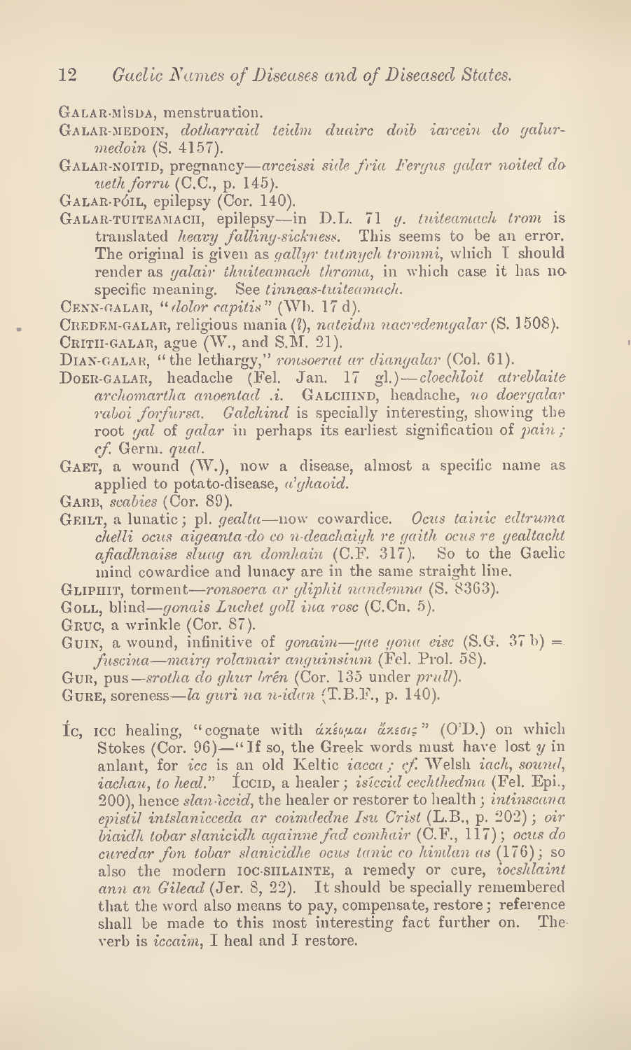Galar-mísda, menstruation.

Galar-medoin, *dotharraid teidm duairc doib iarcein do galur-medoin* (S. 4157).

Galar-noitid, pregnancy—*arceissi side fria Fergus galar noited do ueth forru* (C.C., p. 145).

Galar-póil, epilepsy (Cor. 140).

Galar-tuiteamach, epilepsy—in D.L. 71 *g. tuiteamach trom* is translated *heavy falling-sickness*. This seems to be an error. The original is given as *gallyr tutmych trommi*, which I should render as *galair thuiteamach throma*, in which case it has no specific meaning. See *tinneas-tuiteamach*.

Cenn-galar, "*dolor capitis*" (Wb. 17 d).

Credem-galar, religious mania (?), *nateidm nacredemgalar* (S. 1508).

Crith-galar, ague (W., and S.M. 21).

Dian-galar, "the lethargy," *rousoerat ar diangalar* (Col. 61).

Doer-galar, headache (Fel. Jan. 17 gl.)—*cloechloit atreblaite archomartha anoentad .i.* Galchind, headache, *no doergalar raboi forfursa*. *Galchind* is specially interesting, showing the root *gal* of *galar* in perhaps its earliest signification of *pain*; *cf.* Germ. *qual*.

Gaet, a wound (W.), now a disease, almost a specific name as applied to potato-disease, *a'ghaoid*.

Garb, *scabies* (Cor. 89).

Geilt, a lunatic; pl. *gealta*—now cowardice. *Ocus tainic edtruma chelli ocus aigeanta do co n-deachaigh re gaith ocus re gealtacht afiadhnaise sluag an domhain* (C.F. 317). So to the Gaelic mind cowardice and lunacy are in the same straight line.

Gliphit, torment—*ronsoera ar gliphit nandemna* (S. 8363).

Goll, blind—*gonais Luchet goll ina rosc* (C.Cn. 5).

Gruc, a wrinkle (Cor. 87).

Guin, a wound, infinitive of *gonaim*—*gae gona eisc* (S.G. 37 b) = *fuscina*—*mairg rolamair anguinsium* (Fel. Prol. 58).

Gur, pus—*srotha do ghur brén* (Cor. 135 under *prull*).

Gure, soreness—*la guri na n-idan* (T.B.F., p. 140).

Íc, icc healing, "cognate with ἀκέομαι ἄκεσις" (O'D.) on which Stokes (Cor. 96)—"If so, the Greek words must have lost *y* in anlant, for *icc* is an old Keltic *iacca*; *cf.* Welsh *iach*, *sound*, *iachau*, *to heal*." Íccid, a healer; *isíccid cechthedma* (Fel. Epi., 200), hence *slan-iccid*, the healer or restorer to health; *intinscana epistil intslanicceda ar coimdedne Isu Crist* (L.B., p. 202); *oir biaidh tobar slanicidh againne fad comhair* (C.F., 117); *ocus do curedar fon tobar slanicidhe ocus tanic co himlan as* (176); so also the modern ioc-shlainte, a remedy or cure, *iocshlaint ann an Gilead* (Jer. 8, 22). It should be specially remembered that the word also means to pay, compensate, restore; reference shall be made to this most interesting fact further on. The verb is *iccaim*, I heal and I restore.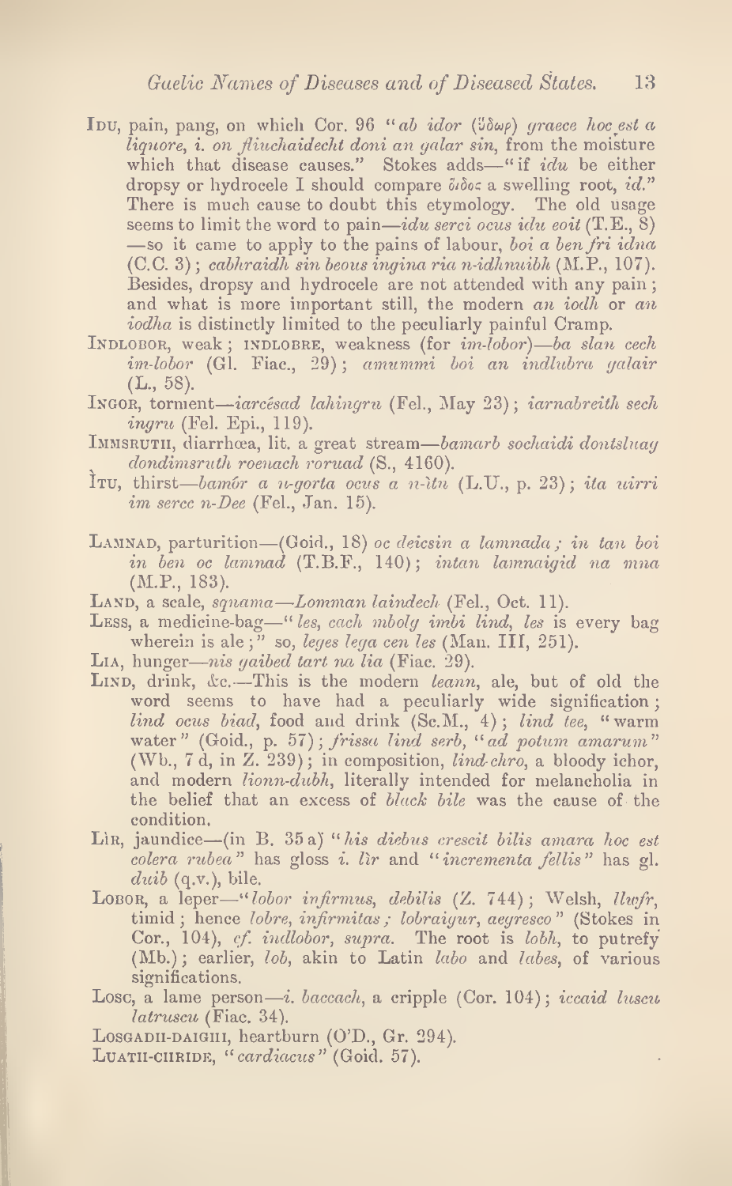IDU, pain, pang, on which Cor. 96 "*ab idor* (ὕδωρ) *graece hoc est a liquore, i. on fliuchaidecht doni an galar sin*, from the moisture which that disease causes." Stokes adds—"if *idu* be either dropsy or hydrocele I should compare οἶδος a swelling root, *id.*" There is much cause to doubt this etymology. The old usage seems to limit the word to pain—*idu serci ocus idu eoit* (T.E., 8)—so it came to apply to the pains of labour, *boi a ben fri idna* (C.C. 3); *cabhraidh sin beous ingina ria n-idhnuibh* (M.P., 107). Besides, dropsy and hydrocele are not attended with any pain; and what is more important still, the modern *an iodh* or *an iodha* is distinctly limited to the peculiarly painful Cramp.

INDLOBOR, weak; INDLOBRE, weakness (for *im-lobor*)—*ba slan cech im-lobor* (Gl. Fiac., 29); *amummi boi an indlubra galair* (L., 58).

INGOR, torment—*iarcésad lahingru* (Fel., May 23); *iarnabreith sech ingru* (Fel. Epi., 119).

IMMSRUTH, diarrhœa, lit. a great stream—*bamarb sochaidi dontsluag dondimsruth roenach roruad* (S., 4160).

ÌTU, thirst—*bamór a n-gorta ocus a n-ìtu* (L.U., p. 23); *ita uirri im serce n-Dee* (Fel., Jan. 15).

LAMNAD, parturition—(Goid., 18) *oc deicsin a lamnada; in tan boi in ben oc lamnad* (T.B.F., 140); *intan lamnaigid na mna* (M.P., 183).

LAND, a scale, *squama*—*Lomman laindech* (Fel., Oct. 11).

LESS, a medicine-bag—"*les, cach mbolg imbi lind, les* is every bag wherein is ale;" so, *leges lega cen les* (Man. III, 251).

LIA, hunger—*nis gaibed tart na lia* (Fiac. 29).

LIND, drink, &c.—This is the modern *leann*, ale, but of old the word seems to have had a peculiarly wide signification; *lind ocus biad*, food and drink (Sc.M., 4); *lind tee*, "warm water" (Goid., p. 57); *frissa lind serb*, "*ad potum amarum*" (Wb., 7 d, in Z. 239); in composition, *lind-chro*, a bloody ichor, and modern *lionn-dubh*, literally intended for melancholia in the belief that an excess of *black bile* was the cause of the condition.

LÌR, jaundice—(in B. 35 a) "*his diebus crescit bilis amara hoc est colera rubea*" has gloss *i. lìr* and "*incrementa fellis*" has gl. *duib* (q.v.), bile.

LOBOR, a leper—"*lobor infirmus, debilis* (Z. 744); Welsh, *llwfr*, timid; hence *lobre, infirmitas; lobraigur, aegresco*" (Stokes in Cor., 104), *cf. indlobor, supra*. The root is *lobh*, to putrefy (Mb.); earlier, *lob*, akin to Latin *labo* and *labes*, of various significations.

LOSC, a lame person—*i. baccach*, a cripple (Cor. 104); *iccaid luscu latruscu* (Fiac. 34).

LOSGADH-DAIGHI, heartburn (O'D., Gr. 294).

LUATH-CHRIDE, "*cardiacus*" (Goid. 57).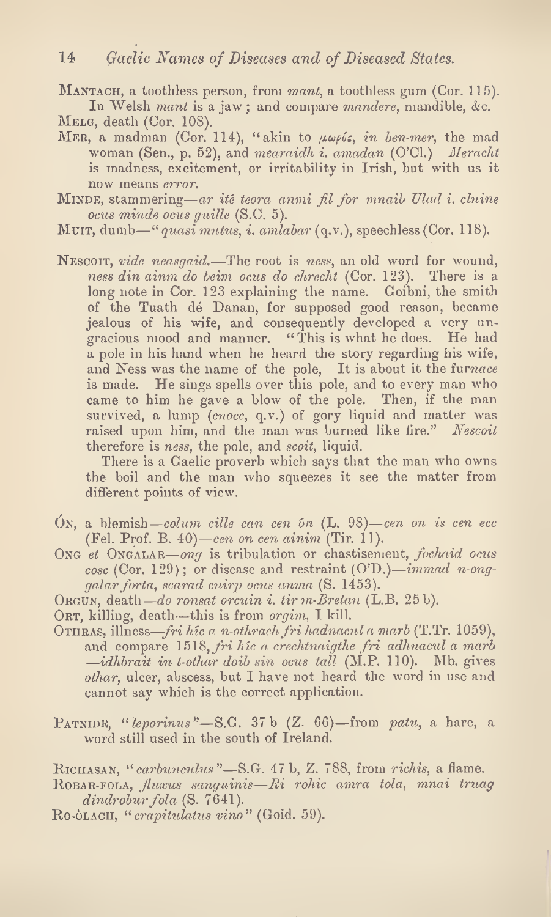Mantach, a toothless person, from *mant*, a toothless gum (Cor. 115). In Welsh *mant* is a jaw; and compare *mandere*, mandible, &c.

Melg, death (Cor. 108).

Mer, a madman (Cor. 114), "akin to *μωρός*, *in ben-mer*, the mad woman (Sen., p. 52), and *mearaidh i. amadan* (O'Cl.) *Meracht* is madness, excitement, or irritability in Irish, but with us it now means *error*.

Minde, stammering—*ar ité teora anmi fil for mnaib Ulad i. cluine ocus minde ocus guille* (S.C. 5).

Muit, dumb—"*quasi mutus, i. amlabar* (q.v.), speechless (Cor. 118).

Nescoit, *vide neasgaid*.—The root is *ness*, an old word for wound, *ness din ainm do beim ocus do chrecht* (Cor. 123). There is a long note in Cor. 123 explaining the name. Goibni, the smith of the Tuath dé Danan, for supposed good reason, became jealous of his wife, and consequently developed a very ungracious mood and manner. "This is what he does. He had a pole in his hand when he heard the story regarding his wife, and Ness was the name of the pole, It is about it the fur*nace* is made. He sings spells over this pole, and to every man who came to him he gave a blow of the pole. Then, if the man survived, a lump (*cnocc*, q.v.) of gory liquid and matter was raised upon him, and the man was burned like fire." *Nescoit* therefore is *ness*, the pole, and *scoit*, liquid.

There is a Gaelic proverb which says that the man who owns the boil and the man who squeezes it see the matter from different points of view.

Ón, a blemish—*colum cille can cen ón* (L. 98)—*cen on is cen ecc* (Fel. Prof. B. 40)—*cen on cen ainim* (Tir. 11).

Ong *et* Ongalar—*ong* is tribulation or chastisement, *fochaid ocus cosc* (Cor. 129); or disease and restraint (O'D.)—*immad n-onggalar forta, scarad cuirp ocus anma* (S. 1453).

Orgun, death—*do ronsat orcuin i. tir m-Bretan* (L.B. 25 b).

Ort, killing, death—this is from *orgim*, I kill.

Othras, illness—*fri hic a n-othrach fri hadnacul a marb* (T.Tr. 1059), and compare 1518, *fri hic a crechtnaigthe fri adhnacul a marb —idhbrait in t-othar doib sin ocus tall* (M.P. 110). Mb. gives *othar*, ulcer, abscess, but I have not heard the word in use and cannot say which is the correct application.

Patnide, "*leporinus*"—S.G. 37 b (Z. 66)—from *patu*, a hare, a word still used in the south of Ireland.

Richasan, "*carbunculus*"—S.G. 47 b, Z. 788, from *richis*, a flame.

Robar-fola, *fluxus sanguinis*—*Ri rohic amra tola, mnai truag dindrobur fola* (S. 7641).

Ro-ólach, "*crapitulatus vino*" (Goid. 59).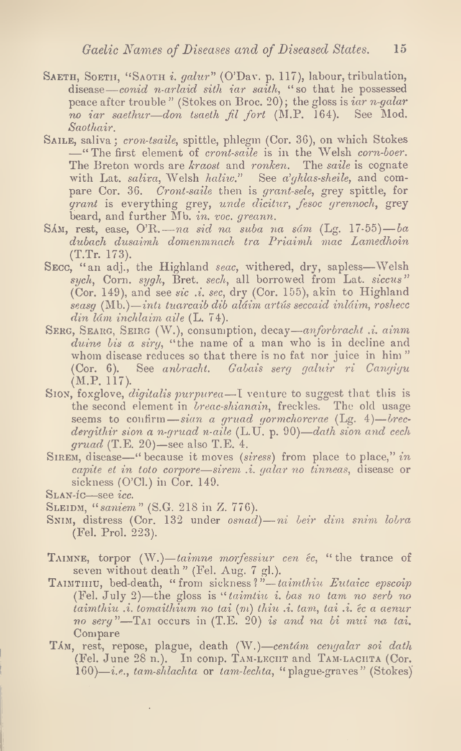Saeth, Soeth, "Saoth *i. galur*" (O'Dav. p. 117), labour, tribulation, disease—*conid n-arlaid sith iar saith*, "so that he possessed peace after trouble" (Stokes on Broc. 20); the gloss is *iar n-galar no iar saethur—don tsaeth fil fort* (M.P. 164). See Mod. *Saothair*.

Saile, saliva; *cron-tsaile*, spittle, phlegm (Cor. 36), on which Stokes —"The first element of *cront-saile* is in the Welsh *corn-boer*. The Breton words are *kraost* and *ronken*. The *saile* is cognate with Lat. *saliva*, Welsh *haliw*." See *a'ghlas-sheile*, and compare Cor. 36. *Cront-saile* then is *grant-sele*, grey spittle, for *grant* is everything grey, *unde dicitur*, *fesoc grennoch*, grey beard, and further Mb. *in. voc. greann*.

Sám, rest, ease, O'R.—*na sid na suba na sám* (Lg. 17·55)—*ba dubach dusaimh domenmnach tra Priaimh mac Lamedhoin* (T.Tr. 173).

Secc, "an adj., the Highland *seac*, withered, dry, sapless—Welsh *sych*, Corn. *sygh*, Bret. *sech*, all borrowed from Lat. *siccus*" (Cor. 149), and see *sic .i. sec*, dry (Cor. 155), akin to Highland *seasg* (Mb.)—*inti tuarcaib dib aláim artús seccaid inláim, roshecc din lám inchlaim aile* (L. 74).

Serg, Searg, Seirg (W.), consumption, decay—*anforbracht .i. ainm duine bis a sirg*, "the name of a man who is in decline and whom disease reduces so that there is no fat nor juice in him" (Cor. 6). See *anbracht*. *Gabais serg galuir ri Cangiyu* (M.P. 117).

Sion, foxglove, *digitalis purpurea*—I venture to suggest that this is the second element in *breac-shianain*, freckles. The old usage seems to confirm—*sian a gruad gormchorcrae* (Lg. 4)—*brecdergithir sion a n-gruad n-aile* (L.U. p. 90)—*dath sion and cech gruad* (T.E. 20)—see also T.E. 4.

Sirem, disease—"because it moves (*siress*) from place to place," *in capite et in toto corpore—sirem .i. galar no tinneas*, disease or sickness (O'Cl.) in Cor. 149.

Slan-íc—see *icc*.

Sleidm, "*saniem*" (S.G. 218 in Z. 776).

Snim, distress (Cor. 132 under *osnad*)—*ni beir dim snim lobra* (Fel. Prol. 223).

Taimne, torpor (W.)—*taimne morfessiur cen éc*, "the trance of seven without death" (Fel. Aug. 7 gl.).

Taimthiu, bed-death, "from sickness?"—*taimthiu Eutaicc epscoip* (Fel. July 2)—the gloss is "*taimtiu i. bas no tam no serb no taimthiu .i. tomaithium no tai* (*m*) *thiu .i. tam, tai .i. éc a aenur no serg*"—Tai occurs in (T.E. 20) *is and na bi mui na tai*. Compare

Tám, rest, repose, plague, death (W.)—*centám cengalar soi dath* (Fel. June 28 n.). In comp. Tam-lecht and Tam-lachta (Cor. 160)—*i.e.*, *tam-shlachta* or *tam-lechta*, "plague-graves" (Stokes)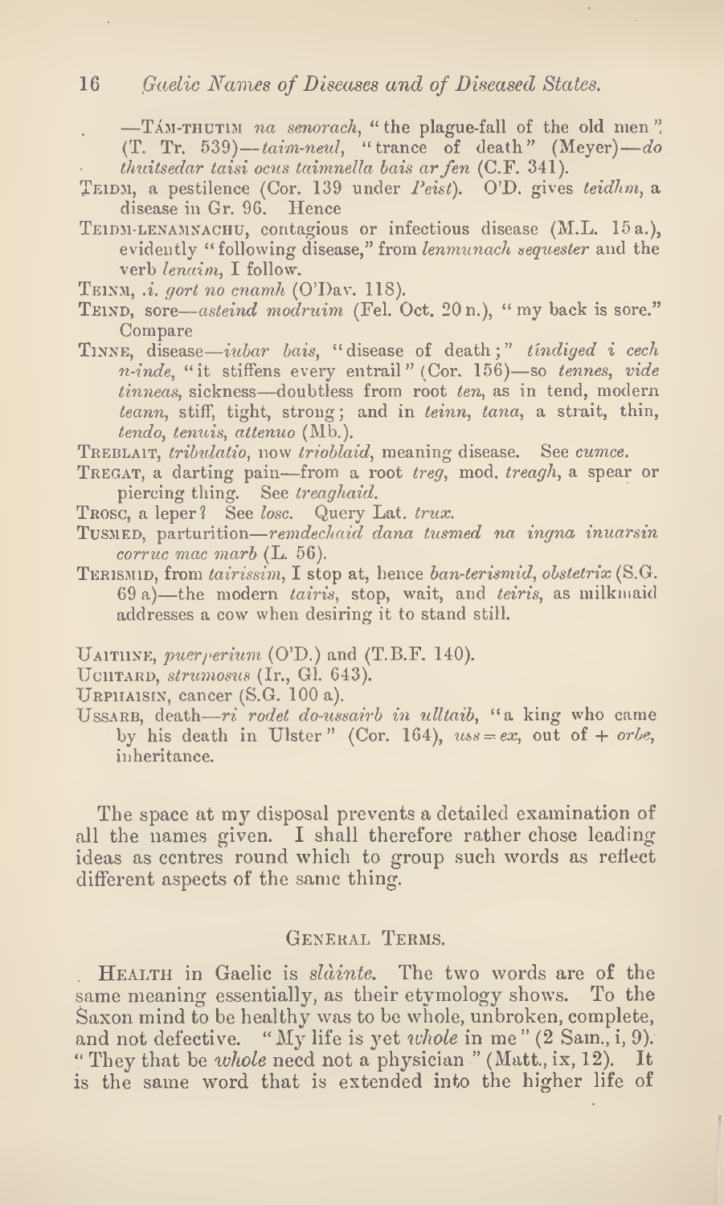—TÁM-THUTIM *na senorach*, "the plague-fall of the old men" (T. Tr. 539)—*taim-neul*, "trance of death" (Meyer)—*do thuitsedar taisi ocus taimnella bais ar fen* (C.F. 341).

TEIDM, a pestilence (Cor. 139 under *Peist*). O'D. gives *teidhm*, a disease in Gr. 96. Hence

TEIDM-LENAMNACHU, contagious or infectious disease (M.L. 15 a.), evidently "following disease," from *lenmunach sequester* and the verb *lenaim*, I follow.

TEINM, *.i. gort no cnamh* (O'Dav. 118).

TEIND, sore—*asteind modruim* (Fel. Oct. 20 n.), "my back is sore." Compare

TINNE, disease—*iubar bais*, "disease of death;" *tíndiged i cech n-inde*, "it stiffens every entrail" (Cor. 156)—so *tennes*, *vide tinneas*, sickness—doubtless from root *ten*, as in tend, modern *teann*, stiff, tight, strong; and in *teinn*, *tana*, a strait, thin, *tendo*, *tenuis*, *attenuo* (Mb.).

TREBLAIT, *tribulatio*, now *trioblaid*, meaning disease. See *cumce*.

TREGAT, a darting pain—from a root *treg*, mod. *treagh*, a spear or piercing thing. See *treaghaid*.

TROSC, a leper? See *losc*. Query Lat. *trux*.

TUSMED, parturition—*remdechaid dana tusmed na ingna inuarsin corruc mac marb* (L. 56).

TERISMID, from *tairissim*, I stop at, hence *ban-terismid*, *obstetrix* (S.G. 69 a)—the modern *tairis*, stop, wait, and *teiris*, as milkmaid addresses a cow when desiring it to stand still.

UAITHNE, *puerperium* (O'D.) and (T.B.F. 140).

UCHTARD, *strumosus* (Ir., Gl. 643).

URPHAISIN, cancer (S.G. 100 a).

USSARB, death—*ri rodet do-ussairb in ulltaib*, "a king who came by his death in Ulster" (Cor. 164), *uss* = *ex*, out of + *orbe*, inheritance.

The space at my disposal prevents a detailed examination of all the names given. I shall therefore rather chose leading ideas as centres round which to group such words as reflect different aspects of the same thing.

## GENERAL TERMS.

HEALTH in Gaelic is *slàinte*. The two words are of the same meaning essentially, as their etymology shows. To the Saxon mind to be healthy was to be whole, unbroken, complete, and not defective. "My life is yet *whole* in me" (2 Sam., i, 9). "They that be *whole* need not a physician" (Matt., ix, 12). It is the same word that is extended into the higher life of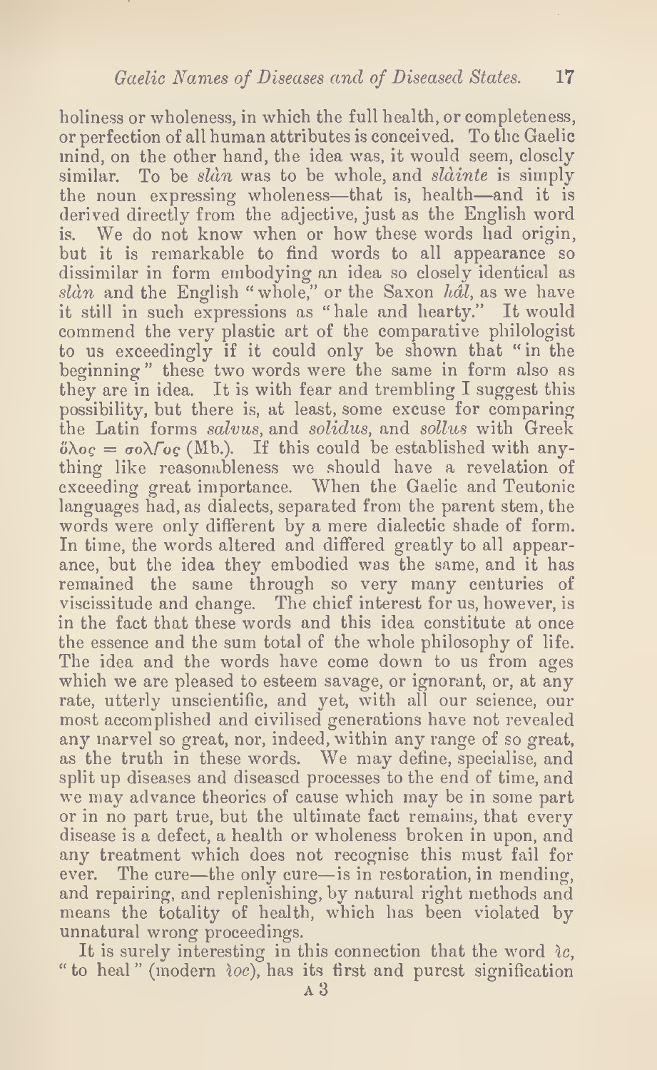holiness or wholeness, in which the full health, or completeness, or perfection of all human attributes is conceived. To the Gaelic mind, on the other hand, the idea was, it would seem, closely similar. To be *slàn* was to be whole, and *slàinte* is simply the noun expressing wholeness—that is, health—and it is derived directly from the adjective, just as the English word is. We do not know when or how these words had origin, but it is remarkable to find words to all appearance so dissimilar in form embodying an idea so closely identical as *slàn* and the English "whole," or the Saxon *hâl*, as we have it still in such expressions as "hale and hearty." It would commend the very plastic art of the comparative philologist to us exceedingly if it could only be shown that "in the beginning" these two words were the same in form also as they are in idea. It is with fear and trembling I suggest this possibility, but there is, at least, some excuse for comparing the Latin forms *salvus*, and *solidus*, and *sollus* with Greek ὅλος = σολϝος (Mb.). If this could be established with anything like reasonableness we should have a revelation of exceeding great importance. When the Gaelic and Teutonic languages had, as dialects, separated from the parent stem, the words were only different by a mere dialectic shade of form. In time, the words altered and differed greatly to all appearance, but the idea they embodied was the same, and it has remained the same through so very many centuries of viscissitude and change. The chief interest for us, however, is in the fact that these words and this idea constitute at once the essence and the sum total of the whole philosophy of life. The idea and the words have come down to us from ages which we are pleased to esteem savage, or ignorant, or, at any rate, utterly unscientific, and yet, with all our science, our most accomplished and civilised generations have not revealed any marvel so great, nor, indeed, within any range of so great, as the truth in these words. We may define, specialise, and split up diseases and diseased processes to the end of time, and we may advance theories of cause which may be in some part or in no part true, but the ultimate fact remains, that every disease is a defect, a health or wholeness broken in upon, and any treatment which does not recognise this must fail for ever. The cure—the only cure—is in restoration, in mending, and repairing, and replenishing, by natural right methods and means the totality of health, which has been violated by unnatural wrong proceedings.

It is surely interesting in this connection that the word *ìc*, "to heal" (modern *ìoc*), has its first and purest signification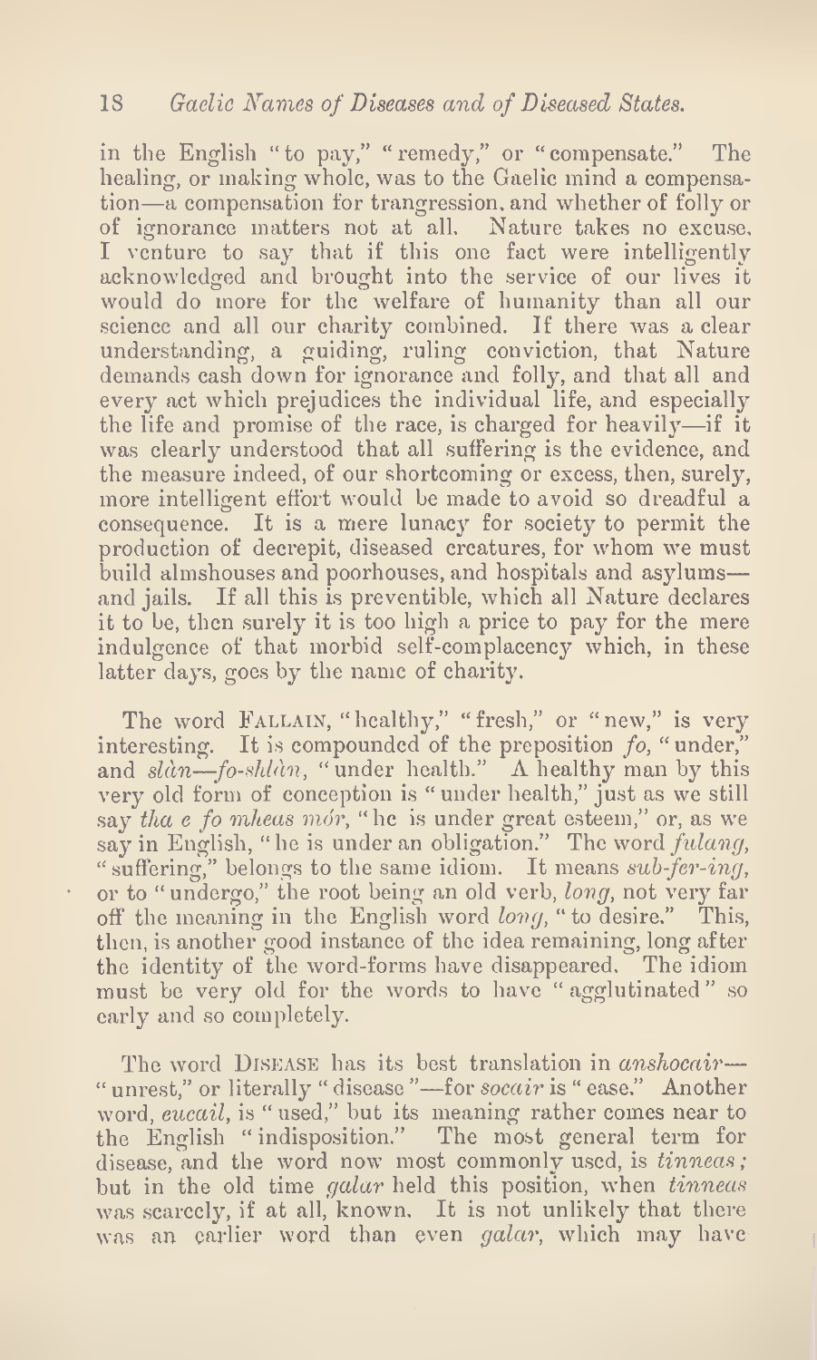in the English "to pay," "remedy," or "compensate." The healing, or making whole, was to the Gaelic mind a compensation—a compensation for trangression, and whether of folly or of ignorance matters not at all. Nature takes no excuse. I venture to say that if this one fact were intelligently acknowledged and brought into the service of our lives it would do more for the welfare of humanity than all our science and all our charity combined. If there was a clear understanding, a guiding, ruling conviction, that Nature demands cash down for ignorance and folly, and that all and every act which prejudices the individual life, and especially the life and promise of the race, is charged for heavily—if it was clearly understood that all suffering is the evidence, and the measure indeed, of our shortcoming or excess, then, surely, more intelligent effort would be made to avoid so dreadful a consequence. It is a mere lunacy for society to permit the production of decrepit, diseased creatures, for whom we must build almshouses and poorhouses, and hospitals and asylums—and jails. If all this is preventible, which all Nature declares it to be, then surely it is too high a price to pay for the mere indulgence of that morbid self-complacency which, in these latter days, goes by the name of charity.

The word FALLAIN, "healthy," "fresh," or "new," is very interesting. It is compounded of the preposition *fo*, "under," and *slàn*—*fo-shlàn*, "under health." A healthy man by this very old form of conception is "under health," just as we still say *tha e fo mheas mór*, "he is under great esteem," or, as we say in English, "he is under an obligation." The word *fulang*, "suffering," belongs to the same idiom. It means *sub-fer-ing*, or to "undergo," the root being an old verb, *long*, not very far off the meaning in the English word *long*, "to desire." This, then, is another good instance of the idea remaining, long after the identity of the word-forms have disappeared. The idiom must be very old for the words to have "agglutinated" so early and so completely.

The word DISEASE has its best translation in *anshocair*—"unrest," or literally "disease"—for *socair* is "ease." Another word, *eucail*, is "used," but its meaning rather comes near to the English "indisposition." The most general term for disease, and the word now most commonly used, is *tinneas*; but in the old time *galar* held this position, when *tinneas* was scarcely, if at all, known. It is not unlikely that there was an earlier word than even *galar*, which may have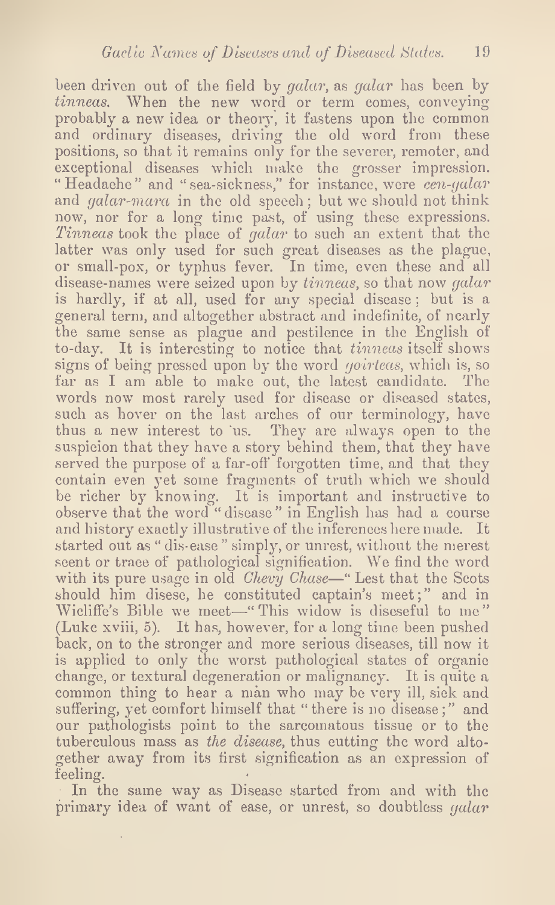been driven out of the field by *galar*, as *galar* has been by *tinneas*. When the new word or term comes, conveying probably a new idea or theory, it fastens upon the common and ordinary diseases, driving the old word from these positions, so that it remains only for the severer, remoter, and exceptional diseases which make the grosser impression. "Headache" and "sea-sickness," for instance, were *cen-galar* and *galar-mara* in the old speech; but we should not think now, nor for a long time past, of using these expressions. *Tinneas* took the place of *galar* to such an extent that the latter was only used for such great diseases as the plague, or small-pox, or typhus fever. In time, even these and all disease-names were seized upon by *tinneas*, so that now *galar* is hardly, if at all, used for any special disease; but is a general term, and altogether abstract and indefinite, of nearly the same sense as plague and pestilence in the English of to-day. It is interesting to notice that *tinneas* itself shows signs of being pressed upon by the word *goirteas*, which is, so far as I am able to make out, the latest candidate. The words now most rarely used for disease or diseased states, such as hover on the last arches of our terminology, have thus a new interest to us. They are always open to the suspicion that they have a story behind them, that they have served the purpose of a far-off forgotten time, and that they contain even yet some fragments of truth which we should be richer by knowing. It is important and instructive to observe that the word "disease" in English has had a course and history exactly illustrative of the inferences here made. It started out as "dis-ease" simply, or unrest, without the merest scent or trace of pathological signification. We find the word with its pure usage in old *Chevy Chase*—"Lest that the Scots should him disese, he constituted captain's meet;" and in Wicliffe's Bible we meet—"This widow is diseseful to me" (Luke xviii, 5). It has, however, for a long time been pushed back, on to the stronger and more serious diseases, till now it is applied to only the worst pathological states of organic change, or textural degeneration or malignancy. It is quite a common thing to hear a man who may be very ill, sick and suffering, yet comfort himself that "there is no disease;" and our pathologists point to the sarcomatous tissue or to the tuberculous mass as *the disease*, thus cutting the word altogether away from its first signification as an expression of feeling.

In the same way as Disease started from and with the primary idea of want of ease, or unrest, so doubtless *galar*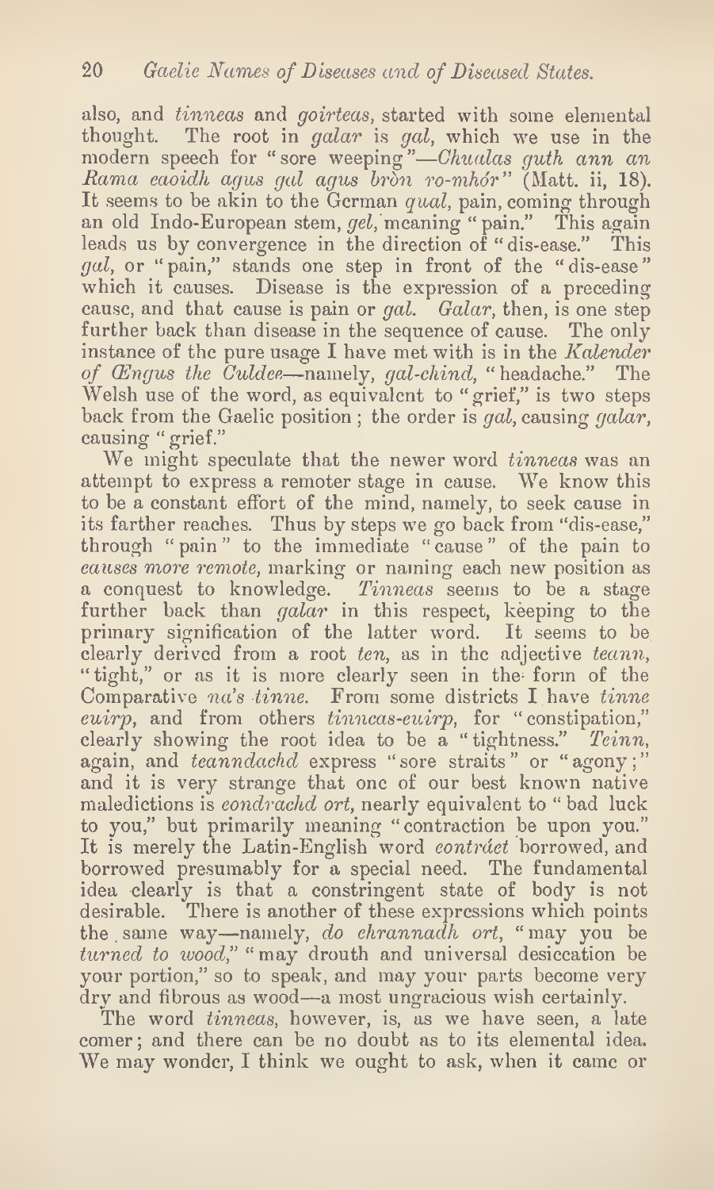also, and *tinneas* and *goirteas*, started with some elemental thought. The root in *galar* is *gal*, which we use in the modern speech for "sore weeping"—*Chualas guth ann an Rama caoidh agus gal agus bròn ro-mhór*" (Matt. ii, 18). It seems to be akin to the German *qual*, pain, coming through an old Indo-European stem, *gel*, meaning "pain." This again leads us by convergence in the direction of "dis-ease." This *gal*, or "pain," stands one step in front of the "dis-ease" which it causes. Disease is the expression of a preceding cause, and that cause is pain or *gal*. *Galar*, then, is one step further back than disease in the sequence of cause. The only instance of the pure usage I have met with is in the *Kalender of Œngus the Culdee*—namely, *gal-chind*, "headache." The Welsh use of the word, as equivalent to "grief," is two steps back from the Gaelic position; the order is *gal*, causing *galar*, causing "grief."

We might speculate that the newer word *tinneas* was an attempt to express a remoter stage in cause. We know this to be a constant effort of the mind, namely, to seek cause in its farther reaches. Thus by steps we go back from "dis-ease," through "pain" to the immediate "cause" of the pain to *causes more remote*, marking or naming each new position as a conquest to knowledge. *Tinneas* seems to be a stage further back than *galar* in this respect, keeping to the primary signification of the latter word. It seems to be clearly derived from a root *ten*, as in the adjective *teann*, "tight," or as it is more clearly seen in the form of the Comparative *na's tinne*. From some districts I have *tinne cuirp*, and from others *tinneas-cuirp*, for "constipation," clearly showing the root idea to be a "tightness." *Teinn*, again, and *teanndachd* express "sore straits" or "agony;" and it is very strange that one of our best known native maledictions is *condrachd ort*, nearly equivalent to "bad luck to you," but primarily meaning "contraction be upon you." It is merely the Latin-English word *contráct* borrowed, and borrowed presumably for a special need. The fundamental idea clearly is that a constringent state of body is not desirable. There is another of these expressions which points the same way—namely, *do chrannadh ort*, "may you be *turned to wood*," "may drouth and universal desiccation be your portion," so to speak, and may your parts become very dry and fibrous as wood—a most ungracious wish certainly.

The word *tinneas*, however, is, as we have seen, a late comer; and there can be no doubt as to its elemental idea. We may wonder, I think we ought to ask, when it came or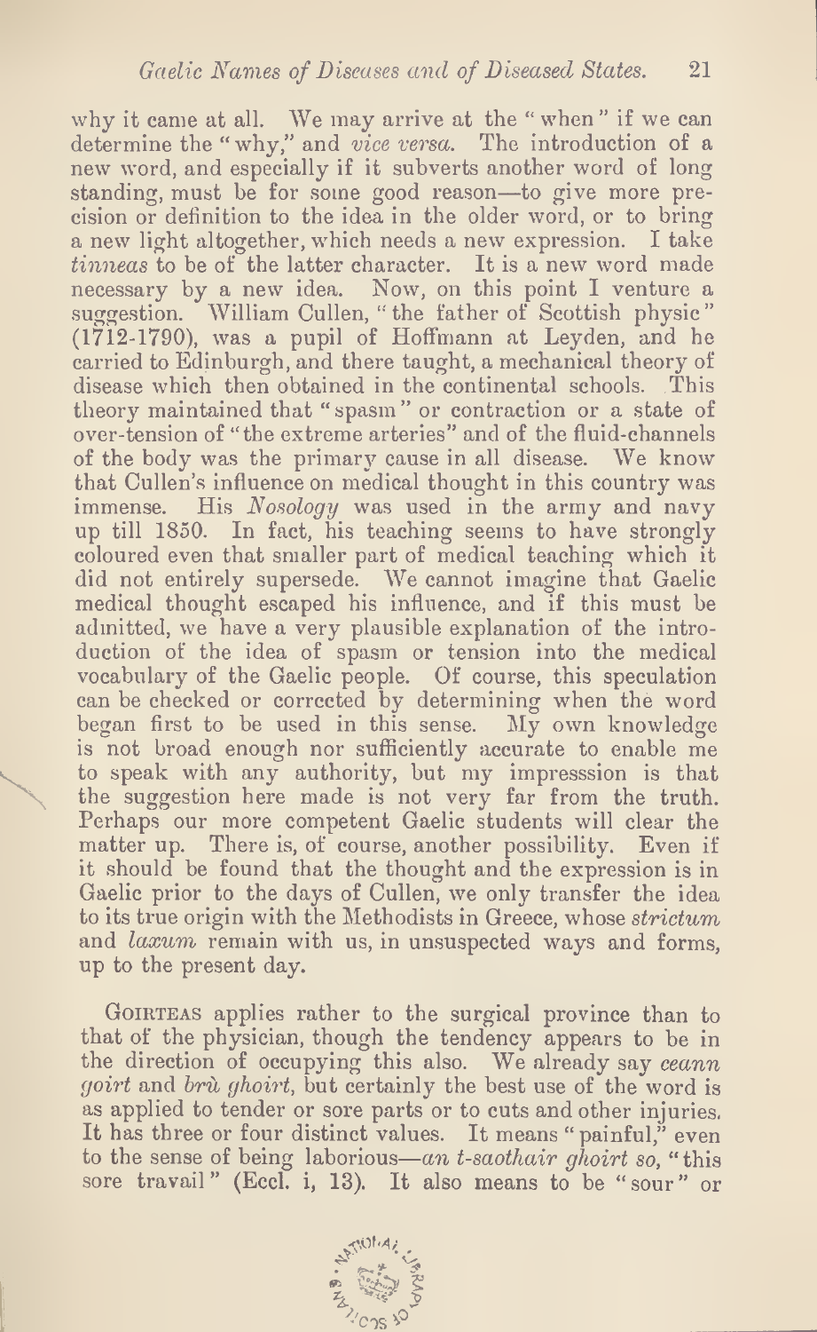why it came at all. We may arrive at the "when" if we can determine the "why," and *vice versa*. The introduction of a new word, and especially if it subverts another word of long standing, must be for some good reason—to give more precision or definition to the idea in the older word, or to bring a new light altogether, which needs a new expression. I take *tinneas* to be of the latter character. It is a new word made necessary by a new idea. Now, on this point I venture a suggestion. William Cullen, "the father of Scottish physic" (1712-1790), was a pupil of Hoffmann at Leyden, and he carried to Edinburgh, and there taught, a mechanical theory of disease which then obtained in the continental schools. This theory maintained that "spasm" or contraction or a state of over-tension of "the extreme arteries" and of the fluid-channels of the body was the primary cause in all disease. We know that Cullen's influence on medical thought in this country was immense. His *Nosology* was used in the army and navy up till 1850. In fact, his teaching seems to have strongly coloured even that smaller part of medical teaching which it did not entirely supersede. We cannot imagine that Gaelic medical thought escaped his influence, and if this must be admitted, we have a very plausible explanation of the introduction of the idea of spasm or tension into the medical vocabulary of the Gaelic people. Of course, this speculation can be checked or corrected by determining when the word began first to be used in this sense. My own knowledge is not broad enough nor sufficiently accurate to enable me to speak with any authority, but my impresssion is that the suggestion here made is not very far from the truth. Perhaps our more competent Gaelic students will clear the matter up. There is, of course, another possibility. Even if it should be found that the thought and the expression is in Gaelic prior to the days of Cullen, we only transfer the idea to its true origin with the Methodists in Greece, whose *strictum* and *laxum* remain with us, in unsuspected ways and forms, up to the present day.

GOIRTEAS applies rather to the surgical province than to that of the physician, though the tendency appears to be in the direction of occupying this also. We already say *ceann goirt* and *brù ghoirt*, but certainly the best use of the word is as applied to tender or sore parts or to cuts and other injuries. It has three or four distinct values. It means "painful," even to the sense of being laborious—*an t-saothair ghoirt so*, "this sore travail" (Eccl. i, 13). It also means to be "sour" or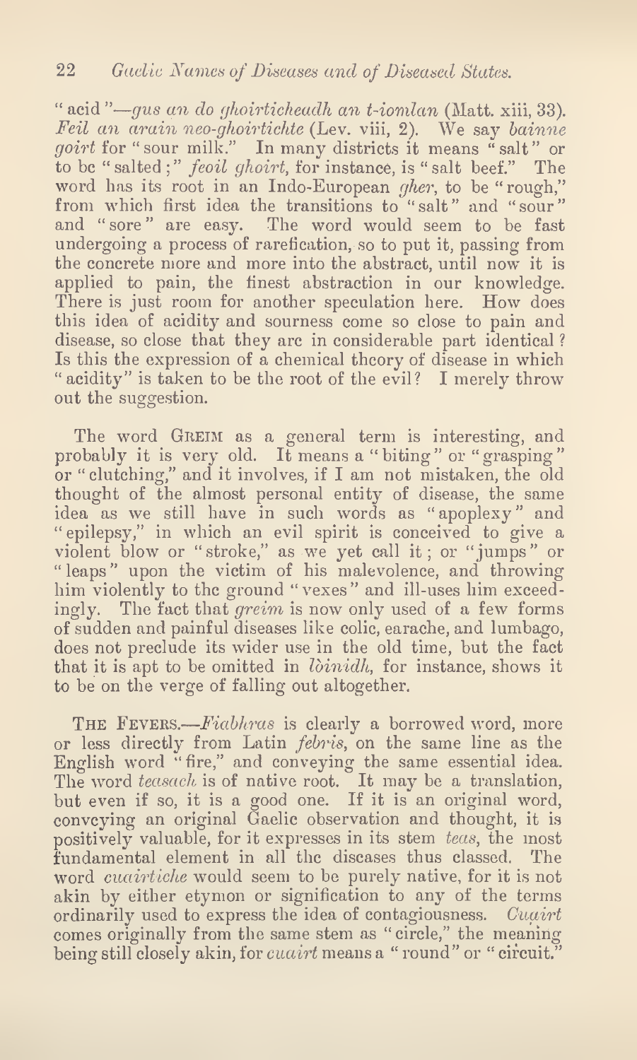"acid"—*gus an do ghoirticheadh an t-iomlan* (Matt. xiii, 33). *Feil an arain neo-ghoirtichte* (Lev. viii, 2). We say *bainne goirt* for "sour milk." In many districts it means "salt" or to be "salted;" *feoil ghoirt*, for instance, is "salt beef." The word has its root in an Indo-European *gher*, to be "rough," from which first idea the transitions to "salt" and "sour" and "sore" are easy. The word would seem to be fast undergoing a process of rarefication, so to put it, passing from the concrete more and more into the abstract, until now it is applied to pain, the finest abstraction in our knowledge. There is just room for another speculation here. How does this idea of acidity and sourness come so close to pain and disease, so close that they are in considerable part identical? Is this the expression of a chemical theory of disease in which "acidity" is taken to be the root of the evil? I merely throw out the suggestion.

The word GREIM as a general term is interesting, and probably it is very old. It means a "biting" or "grasping" or "clutching," and it involves, if I am not mistaken, the old thought of the almost personal entity of disease, the same idea as we still have in such words as "apoplexy" and "epilepsy," in which an evil spirit is conceived to give a violent blow or "stroke," as we yet call it; or "jumps" or "leaps" upon the victim of his malevolence, and throwing him violently to the ground "vexes" and ill-uses him exceedingly. The fact that *greim* is now only used of a few forms of sudden and painful diseases like colic, earache, and lumbago, does not preclude its wider use in the old time, but the fact that it is apt to be omitted in *lòinidh*, for instance, shows it to be on the verge of falling out altogether.

THE FEVERS.—*Fiabhras* is clearly a borrowed word, more or less directly from Latin *febris*, on the same line as the English word "fire," and conveying the same essential idea. The word *teasach* is of native root. It may be a translation, but even if so, it is a good one. If it is an original word, conveying an original Gaelic observation and thought, it is positively valuable, for it expresses in its stem *teas*, the most fundamental element in all the diseases thus classed. The word *cuairtiche* would seem to be purely native, for it is not akin by either etymon or signification to any of the terms ordinarily used to express the idea of contagiousness. *Cuairt* comes originally from the same stem as "circle," the meaning being still closely akin, for *cuairt* means a "round" or "circuit."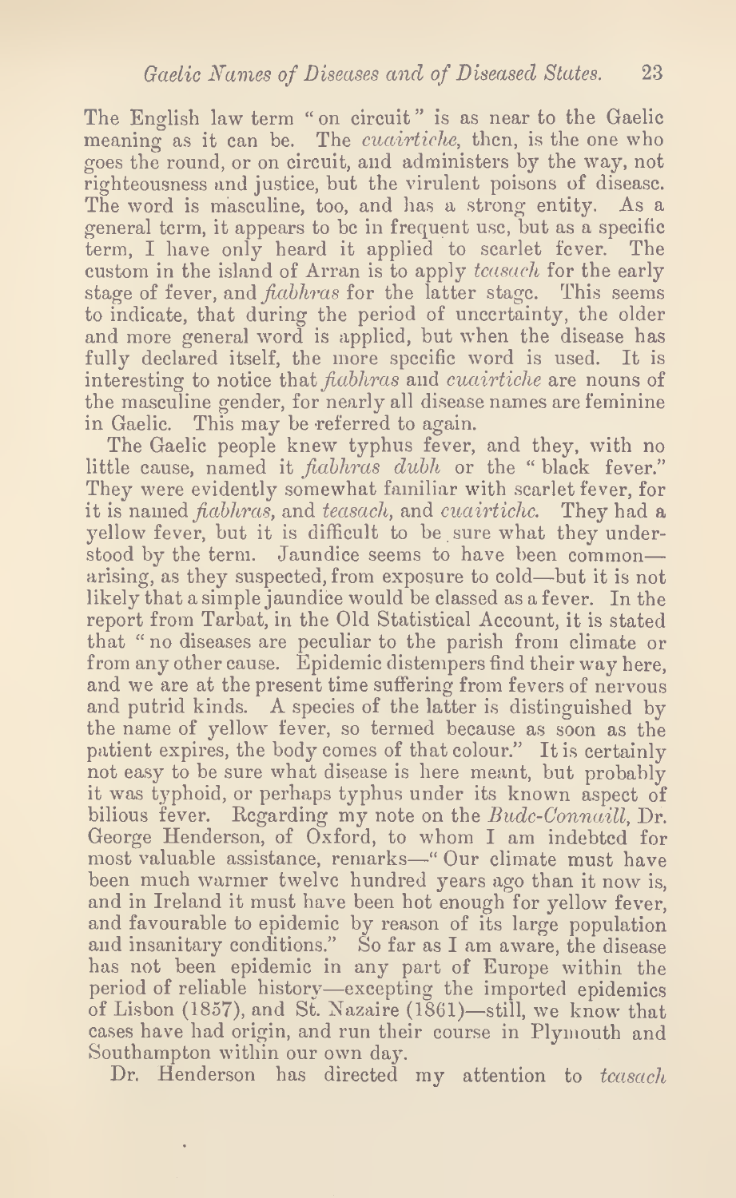The English law term "on circuit" is as near to the Gaelic meaning as it can be. The *cuairtiche*, then, is the one who goes the round, or on circuit, and administers by the way, not righteousness and justice, but the virulent poisons of disease. The word is masculine, too, and has a strong entity. As a general term, it appears to be in frequent use, but as a specific term, I have only heard it applied to scarlet fever. The custom in the island of Arran is to apply *teasach* for the early stage of fever, and *fiabhras* for the latter stage. This seems to indicate, that during the period of uncertainty, the older and more general word is applied, but when the disease has fully declared itself, the more specific word is used. It is interesting to notice that *fiabhras* and *cuairtiche* are nouns of the masculine gender, for nearly all disease names are feminine in Gaelic. This may be referred to again.

The Gaelic people knew typhus fever, and they, with no little cause, named it *fiabhras dubh* or the "black fever." They were evidently somewhat familiar with scarlet fever, for it is named *fiabhras*, and *teasach*, and *cuairtiche*. They had a yellow fever, but it is difficult to be sure what they understood by the term. Jaundice seems to have been common—arising, as they suspected, from exposure to cold—but it is not likely that a simple jaundice would be classed as a fever. In the report from Tarbat, in the Old Statistical Account, it is stated that "no diseases are peculiar to the parish from climate or from any other cause. Epidemic distempers find their way here, and we are at the present time suffering from fevers of nervous and putrid kinds. A species of the latter is distinguished by the name of yellow fever, so termed because as soon as the patient expires, the body comes of that colour." It is certainly not easy to be sure what disease is here meant, but probably it was typhoid, or perhaps typhus under its known aspect of bilious fever. Regarding my note on the *Budc-Connaill*, Dr. George Henderson, of Oxford, to whom I am indebted for most valuable assistance, remarks—"Our climate must have been much warmer twelve hundred years ago than it now is, and in Ireland it must have been hot enough for yellow fever, and favourable to epidemic by reason of its large population and insanitary conditions." So far as I am aware, the disease has not been epidemic in any part of Europe within the period of reliable history—excepting the imported epidemics of Lisbon (1857), and St. Nazaire (1861)—still, we know that cases have had origin, and run their course in Plymouth and Southampton within our own day.

Dr. Henderson has directed my attention to *teasach*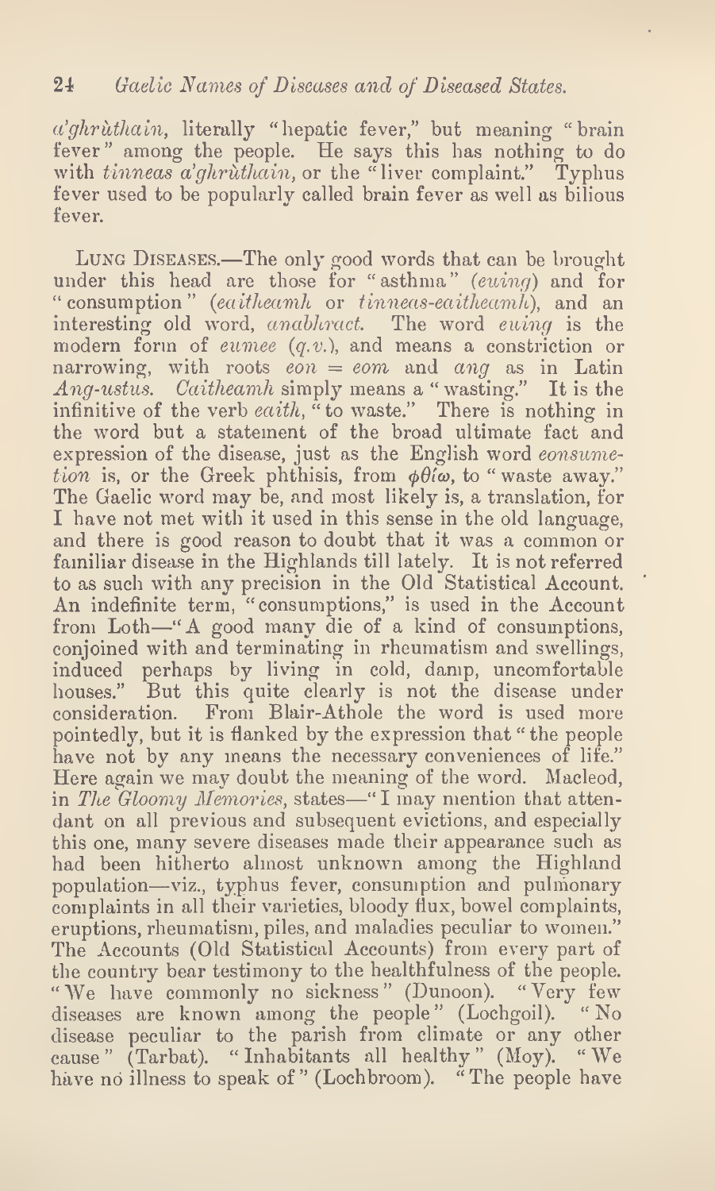*a'ghrùthain*, literally "hepatic fever," but meaning "brain fever" among the people. He says this has nothing to do with *tinneas a'ghrùthain*, or the "liver complaint." Typhus fever used to be popularly called brain fever as well as bilious fever.

LUNG DISEASES.—The only good words that can be brought under this head are those for "asthma" (*euing*) and for "consumption" (*eaitheamh* or *tinneas-eaitheamh*), and an interesting old word, *anabhract*. The word *euing* is the modern form of *eumee* (*q.v.*), and means a constriction or narrowing, with roots *eon* = *eom* and *ang* as in Latin *Ang-ustus*. *Caitheamh* simply means a "wasting." It is the infinitive of the verb *eaith*, "to waste." There is nothing in the word but a statement of the broad ultimate fact and expression of the disease, just as the English word *eonsumetion* is, or the Greek phthisis, from φθίω, to "waste away." The Gaelic word may be, and most likely is, a translation, for I have not met with it used in this sense in the old language, and there is good reason to doubt that it was a common or familiar disease in the Highlands till lately. It is not referred to as such with any precision in the Old Statistical Account. An indefinite term, "consumptions," is used in the Account from Loth—"A good many die of a kind of consumptions, conjoined with and terminating in rheumatism and swellings, induced perhaps by living in cold, damp, uncomfortable houses." But this quite clearly is not the disease under consideration. From Blair-Athole the word is used more pointedly, but it is flanked by the expression that "the people have not by any means the necessary conveniences of life." Here again we may doubt the meaning of the word. Macleod, in *The Gloomy Memories*, states—"I may mention that attendant on all previous and subsequent evictions, and especially this one, many severe diseases made their appearance such as had been hitherto almost unknown among the Highland population—viz., typhus fever, consumption and pulmonary complaints in all their varieties, bloody flux, bowel complaints, eruptions, rheumatism, piles, and maladies peculiar to women." The Accounts (Old Statistical Accounts) from every part of the country bear testimony to the healthfulness of the people. "We have commonly no sickness" (Dunoon). "Very few diseases are known among the people" (Lochgoil). "No disease peculiar to the parish from climate or any other cause" (Tarbat). "Inhabitants all healthy" (Moy). "We have no illness to speak of" (Lochbroom). "The people have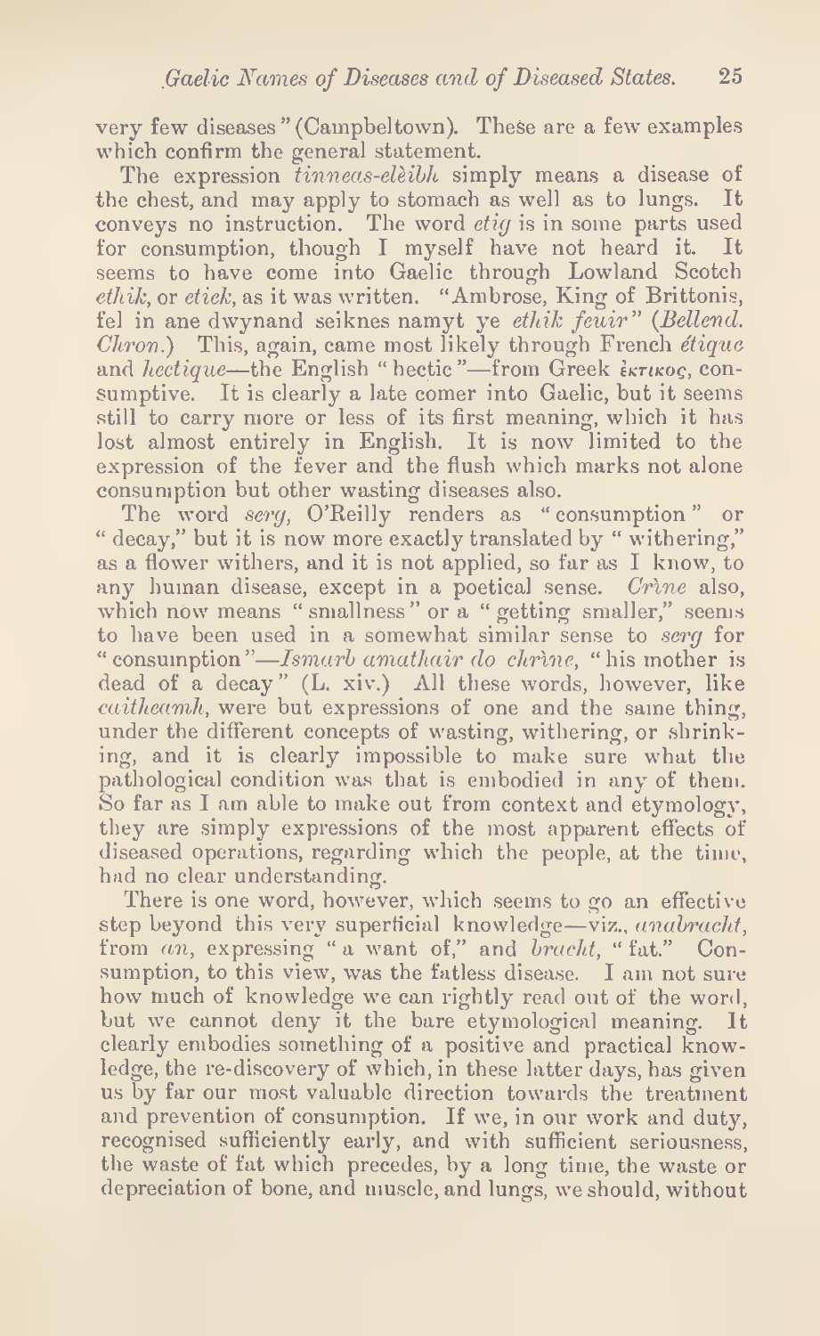very few diseases" (Campbeltown). These are a few examples which confirm the general statement.

The expression *tinneas-clèibh* simply means a disease of the chest, and may apply to stomach as well as to lungs. It conveys no instruction. The word *etig* is in some parts used for consumption, though I myself have not heard it. It seems to have come into Gaelic through Lowland Scotch *ethik*, or *etick*, as it was written. "Ambrose, King of Brittonis, fel in ane dwynand seiknes namyt ye *ethik feuir*" (*Bellend. Chron.*) This, again, came most likely through French *étique* and *hectique*—the English "hectic"—from Greek ἑκτικος, consumptive. It is clearly a late comer into Gaelic, but it seems still to carry more or less of its first meaning, which it has lost almost entirely in English. It is now limited to the expression of the fever and the flush which marks not alone consumption but other wasting diseases also.

The word *serg*, O'Reilly renders as "consumption" or "decay," but it is now more exactly translated by "withering," as a flower withers, and it is not applied, so far as I know, to any human disease, except in a poetical sense. *Crìne* also, which now means "smallness" or a "getting smaller," seems to have been used in a somewhat similar sense to *serg* for "consumption"—*Ismarb amathair do chrìne*, "his mother is dead of a decay" (L. xiv.) All these words, however, like *caitheamh*, were but expressions of one and the same thing, under the different concepts of wasting, withering, or shrinking, and it is clearly impossible to make sure what the pathological condition was that is embodied in any of them. So far as I am able to make out from context and etymology, they are simply expressions of the most apparent effects of diseased operations, regarding which the people, at the time, had no clear understanding.

There is one word, however, which seems to go an effective step beyond this very superficial knowledge—viz., *anabracht*, from *an*, expressing "a want of," and *bracht*, "fat." Consumption, to this view, was the fatless disease. I am not sure how much of knowledge we can rightly read out of the word, but we cannot deny it the bare etymological meaning. It clearly embodies something of a positive and practical knowledge, the re-discovery of which, in these latter days, has given us by far our most valuable direction towards the treatment and prevention of consumption. If we, in our work and duty, recognised sufficiently early, and with sufficient seriousness, the waste of fat which precedes, by a long time, the waste or depreciation of bone, and muscle, and lungs, we should, without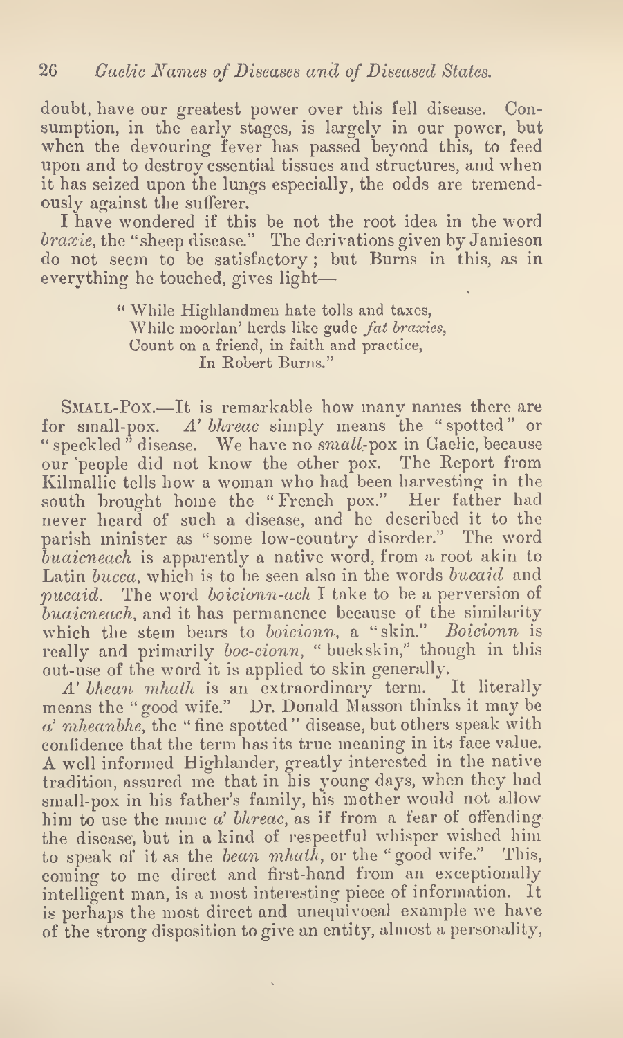doubt, have our greatest power over this fell disease. Consumption, in the early stages, is largely in our power, but when the devouring fever has passed beyond this, to feed upon and to destroy essential tissues and structures, and when it has seized upon the lungs especially, the odds are tremendously against the sufferer.

I have wondered if this be not the root idea in the word *braxie*, the "sheep disease." The derivations given by Jamieson do not seem to be satisfactory; but Burns in this, as in everything he touched, gives light—

> "While Highlandmen hate tolls and taxes,
> While moorlan' herds like gude *fat braxies*,
> Count on a friend, in faith and practice,
> In Robert Burns."

SMALL-POX.—It is remarkable how many names there are for small-pox. *A' bhreac* simply means the "spotted" or "speckled" disease. We have no *small*-pox in Gaelic, because our people did not know the other pox. The Report from Kilmallie tells how a woman who had been harvesting in the south brought home the "French pox." Her father had never heard of such a disease, and he described it to the parish minister as "some low-country disorder." The word *buaicneach* is apparently a native word, from a root akin to Latin *bucca*, which is to be seen also in the words *bucaid* and *pucaid*. The word *boicionn-ach* I take to be a perversion of *buaicneach*, and it has permanence because of the similarity which the stem bears to *boicionn*, a "skin." *Boicionn* is really and primarily *boc-cionn*, "buckskin," though in this out-use of the word it is applied to skin generally.

*A' bhean mhath* is an extraordinary term. It literally means the "good wife." Dr. Donald Masson thinks it may be *a' mheanbhe*, the "fine spotted" disease, but others speak with confidence that the term has its true meaning in its face value. A well informed Highlander, greatly interested in the native tradition, assured me that in his young days, when they had small-pox in his father's family, his mother would not allow him to use the name *a' bhreac*, as if from a fear of offending the disease, but in a kind of respectful whisper wished him to speak of it as the *bean mhath*, or the "good wife." This, coming to me direct and first-hand from an exceptionally intelligent man, is a most interesting piece of information. It is perhaps the most direct and unequivocal example we have of the strong disposition to give an entity, almost a personality,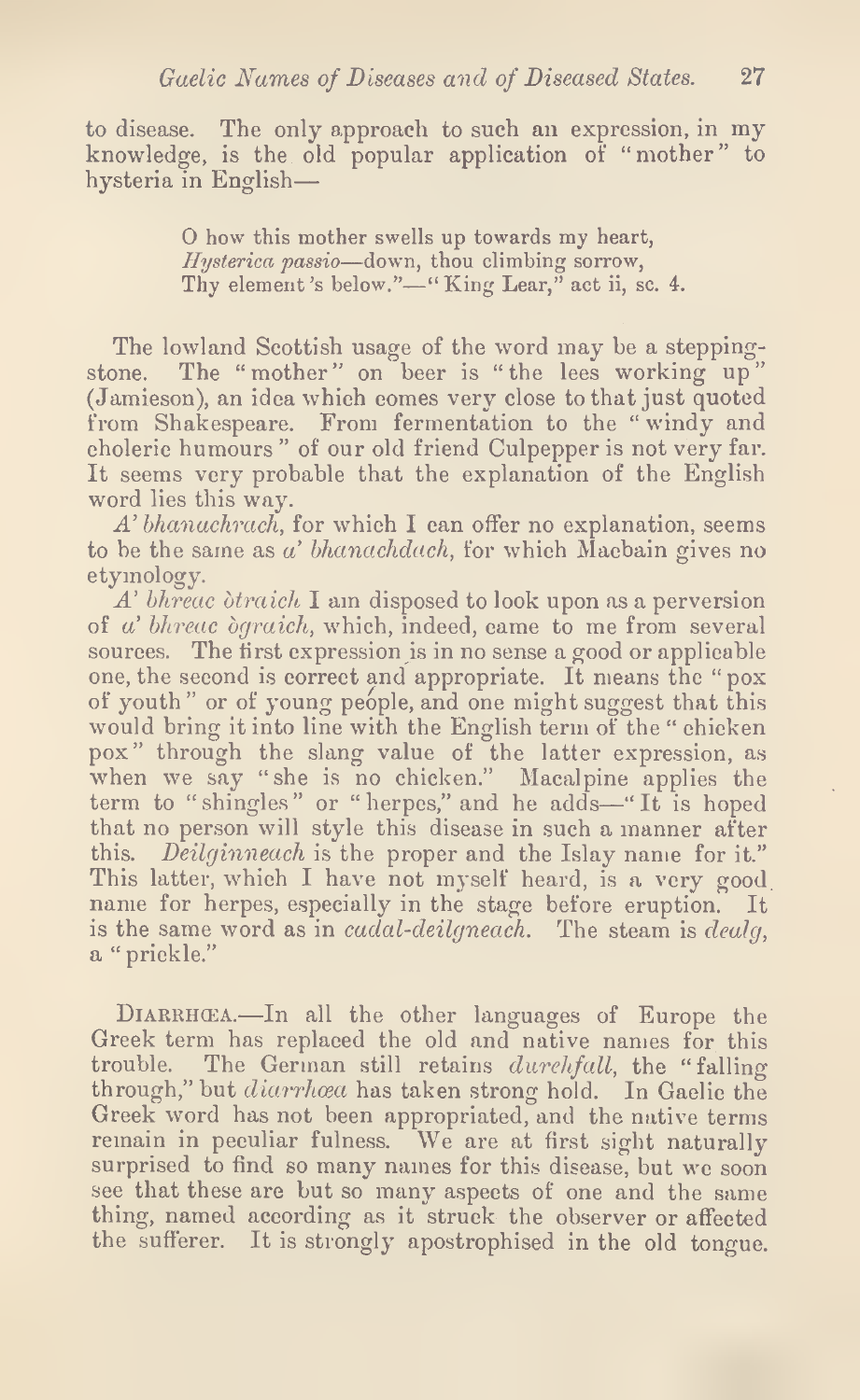to disease. The only approach to such an expression, in my knowledge, is the old popular application of "mother" to hysteria in English—

> O how this mother swells up towards my heart,
> *Hysterica passio*—down, thou climbing sorrow,
> Thy element's below."—"King Lear," act ii, sc. 4.

The lowland Scottish usage of the word may be a stepping-stone. The "mother" on beer is "the lees working up" (Jamieson), an idea which comes very close to that just quoted from Shakespeare. From fermentation to the "windy and choleric humours" of our old friend Culpepper is not very far. It seems very probable that the explanation of the English word lies this way.

*A' bhanachrach*, for which I can offer no explanation, seems to be the same as *a' bhanachdach*, for which Macbain gives no etymology.

*A' bhreac òtraich* I am disposed to look upon as a perversion of *a' bhreac ògraich*, which, indeed, came to me from several sources. The first expression is in no sense a good or applicable one, the second is correct and appropriate. It means the "pox of youth" or of young people, and one might suggest that this would bring it into line with the English term of the "chicken pox" through the slang value of the latter expression, as when we say "she is no chicken." Macalpine applies the term to "shingles" or "herpes," and he adds—"It is hoped that no person will style this disease in such a manner after this. *Deilginneach* is the proper and the Islay name for it." This latter, which I have not myself heard, is a very good name for herpes, especially in the stage before eruption. It is the same word as in *cadal-deilgneach*. The steam is *dealg*, a "prickle."

DIARRHŒA.—In all the other languages of Europe the Greek term has replaced the old and native names for this trouble. The German still retains *durchfall*, the "falling through," but *diarrhœa* has taken strong hold. In Gaelic the Greek word has not been appropriated, and the native terms remain in peculiar fulness. We are at first sight naturally surprised to find so many names for this disease, but we soon see that these are but so many aspects of one and the same thing, named according as it struck the observer or affected the sufferer. It is strongly apostrophised in the old tongue.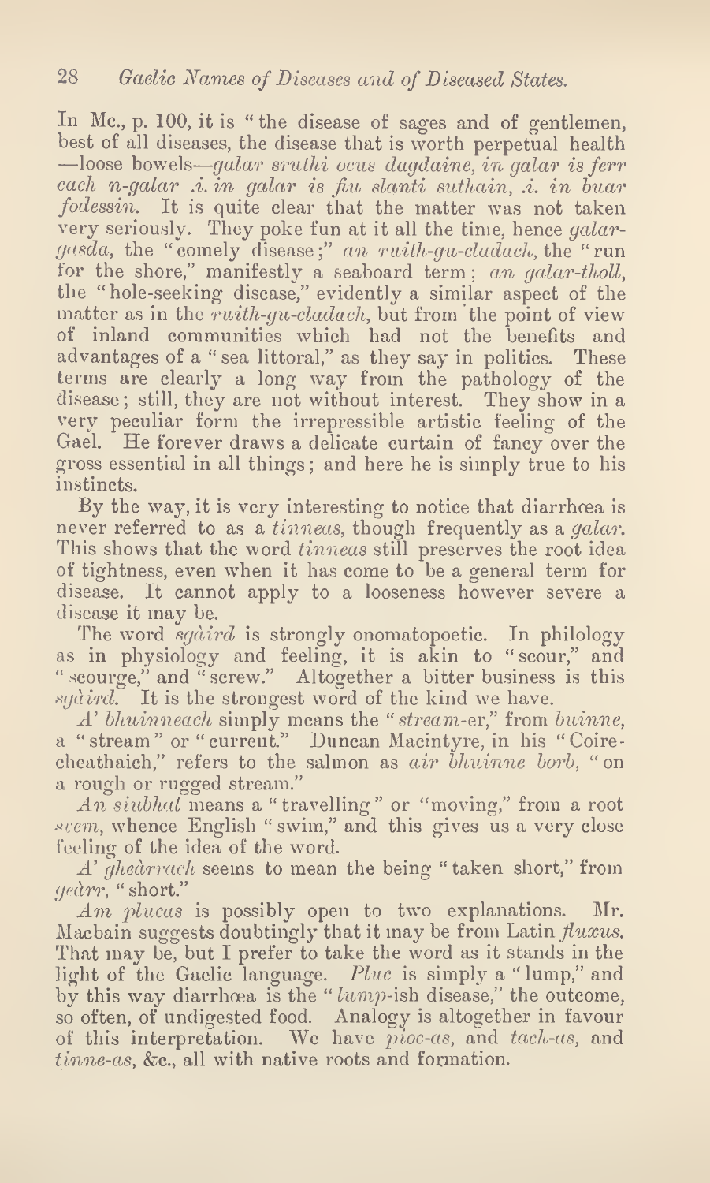In Mc., p. 100, it is "the disease of sages and of gentlemen, best of all diseases, the disease that is worth perpetual health —loose bowels—*galar sruthi ocus dagdaine, in galar is ferr cach n-galar .i. in galar is fiu slanti suthain, .i. in buar fodessin.* It is quite clear that the matter was not taken very seriously. They poke fun at it all the time, hence *galar-gasda*, the "comely disease;" *an ruith-gu-cladach*, the "run for the shore," manifestly a seaboard term; *an galar-tholl*, the "hole-seeking disease," evidently a similar aspect of the matter as in the *ruith-gu-cladach*, but from the point of view of inland communities which had not the benefits and advantages of a "sea littoral," as they say in politics. These terms are clearly a long way from the pathology of the disease; still, they are not without interest. They show in a very peculiar form the irrepressible artistic feeling of the Gael. He forever draws a delicate curtain of fancy over the gross essential in all things; and here he is simply true to his instincts.

By the way, it is very interesting to notice that diarrhœa is never referred to as a *tinneas*, though frequently as a *galar*. This shows that the word *tinneas* still preserves the root idea of tightness, even when it has come to be a general term for disease. It cannot apply to a looseness however severe a disease it may be.

The word *sgàird* is strongly onomatopoetic. In philology as in physiology and feeling, it is akin to "scour," and "scourge," and "screw." Altogether a bitter business is this *sgàird*. It is the strongest word of the kind we have.

*A' bhuinneach* simply means the "*stream*-er," from *buinne*, a "stream" or "current." Duncan Macintyre, in his "Coire-cheathaich," refers to the salmon as *air bhuinne borb*, "on a rough or rugged stream."

*An siubhal* means a "travelling" or "moving," from a root *svem*, whence English "swim," and this gives us a very close feeling of the idea of the word.

*A' ghearrach* seems to mean the being "taken short," from *geàrr*, "short."

*Am plucas* is possibly open to two explanations. Mr. Macbain suggests doubtingly that it may be from Latin *fluxus*. That may be, but I prefer to take the word as it stands in the light of the Gaelic language. *Pluc* is simply a "lump," and by this way diarrhœa is the "*lump*-ish disease," the outcome, so often, of undigested food. Analogy is altogether in favour of this interpretation. We have *pioc-as*, and *tach-as*, and *tinne-as*, &c., all with native roots and formation.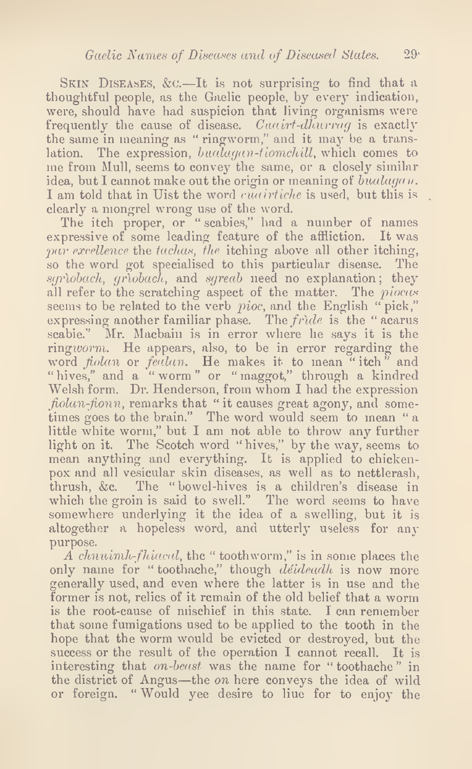SKIN DISEASES, &c.—It is not surprising to find that a thoughtful people, as the Gaelic people, by every indication, were, should have had suspicion that living organisms were frequently the cause of disease. *Cuairt-dhurrag* is exactly the same in meaning as "ringworm," and it may be a translation. The expression, *bualagan-tiomchill*, which comes to me from Mull, seems to convey the same, or a closely similar idea, but I cannot make out the origin or meaning of *bualagan*. I am told that in Uist the word *cuairtiche* is used, but this is clearly a mongrel wrong use of the word.

The itch proper, or "scabies," had a number of names expressive of some leading feature of the affliction. It was *par excellence* the *tachas*, *the* itching above all other itching, so the word got specialised to this particular disease. The *sgrìobach*, *grìobach*, and *sgreab* need no explanation; they all refer to the scratching aspect of the matter. The *piocas* seems to be related to the verb *pioc*, and the English "pick," expressing another familiar phase. The *frìde* is the "acarus scabie." Mr. Macbain is in error where he says it is the ring*worm*. He appears, also, to be in error regarding the word *fiolan* or *feulan*. He makes it to mean "itch" and "hives," and a "worm" or "maggot," through a kindred Welsh form. Dr. Henderson, from whom I had the expression *fiolan-fionn*, remarks that "it causes great agony, and sometimes goes to the brain." The word would seem to mean "a little white worm," but I am not able to throw any further light on it. The Scotch word "hives," by the way, seems to mean anything and everything. It is applied to chicken-pox and all vesicular skin diseases, as well as to nettlerash, thrush, &c. The "bowel-hives is a children's disease in which the groin is said to swell." The word seems to have somewhere underlying it the idea of a swelling, but it is altogether a hopeless word, and utterly useless for any purpose.

*A chnuimh-fhiacal*, the "toothworm," is in some places the only name for "toothache," though *déideadh* is now more generally used, and even where the latter is in use and the former is not, relics of it remain of the old belief that a worm is the root-cause of mischief in this state. I can remember that some fumigations used to be applied to the tooth in the hope that the worm would be evicted or destroyed, but the success or the result of the operation I cannot recall. It is interesting that *on-beast* was the name for "toothache" in the district of Angus—the *on* here conveys the idea of wild or foreign. "Would yee desire to liue for to enjoy the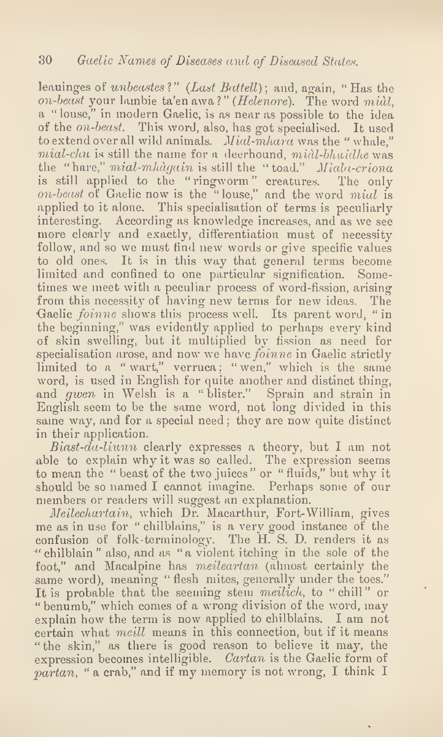leauinges of *unbeastes*?" (*Last Battell*); and, again, "Has the *on-beast* your lambie ta'en awa?" (*Helenore*). The word *miàl*, a "louse," in modern Gaelic, is as near as possible to the idea of the *on-beast*. This word, also, has got specialised. It used to extend over all wild animals. *Mial-mhara* was the "whale," *mial-chu* is still the name for a deerhound, *miàl-bhuidhe* was the "hare," *mial-mhàgain* is still the "toad." *Miala-criona* is still applied to the "ringworm" creatures. The only *on-beast* of Gaelic now is the "louse," and the word *mial* is applied to it alone. This specialisation of terms is peculiarly interesting. According as knowledge increases, and as we see more clearly and exactly, differentiation must of necessity follow, and so we must find new words or give specific values to old ones. It is in this way that general terms become limited and confined to one particular signification. Sometimes we meet with a peculiar process of word-fission, arising from this necessity of having new terms for new ideas. The Gaelic *foinne* shows this process well. Its parent word, "in the beginning," was evidently applied to perhaps every kind of skin swelling, but it multiplied by fission as need for specialisation arose, and now we have *foinne* in Gaelic strictly limited to a "wart," verruca; "wen," which is the same word, is used in English for quite another and distinct thing, and *gwen* in Welsh is a "blister." Sprain and strain in English seem to be the same word, not long divided in this same way, and for a special need; they are now quite distinct in their application.

*Biast-da-liunn* clearly expresses a theory, but I am not able to explain why it was so called. The expression seems to mean the "beast of the two juices" or "fluids," but why it should be so named I cannot imagine. Perhaps some of our members or readers will suggest an explanation.

*Meilechartain*, which Dr. Macarthur, Fort-William, gives me as in use for "chilblains," is a very good instance of the confusion of folk-terminology. The H. S. D. renders it as "chilblain" also, and as "a violent itching in the sole of the foot," and Macalpine has *meileartan* (almost certainly the same word), meaning "flesh mites, generally under the toes." It is probable that the seeming stem *meilich*, to "chill" or "benumb," which comes of a wrong division of the word, may explain how the term is now applied to chilblains. I am not certain what *meill* means in this connection, but if it means "the skin," as there is good reason to believe it may, the expression becomes intelligible. *Cartan* is the Gaelic form of *partan*, "a crab," and if my memory is not wrong, I think I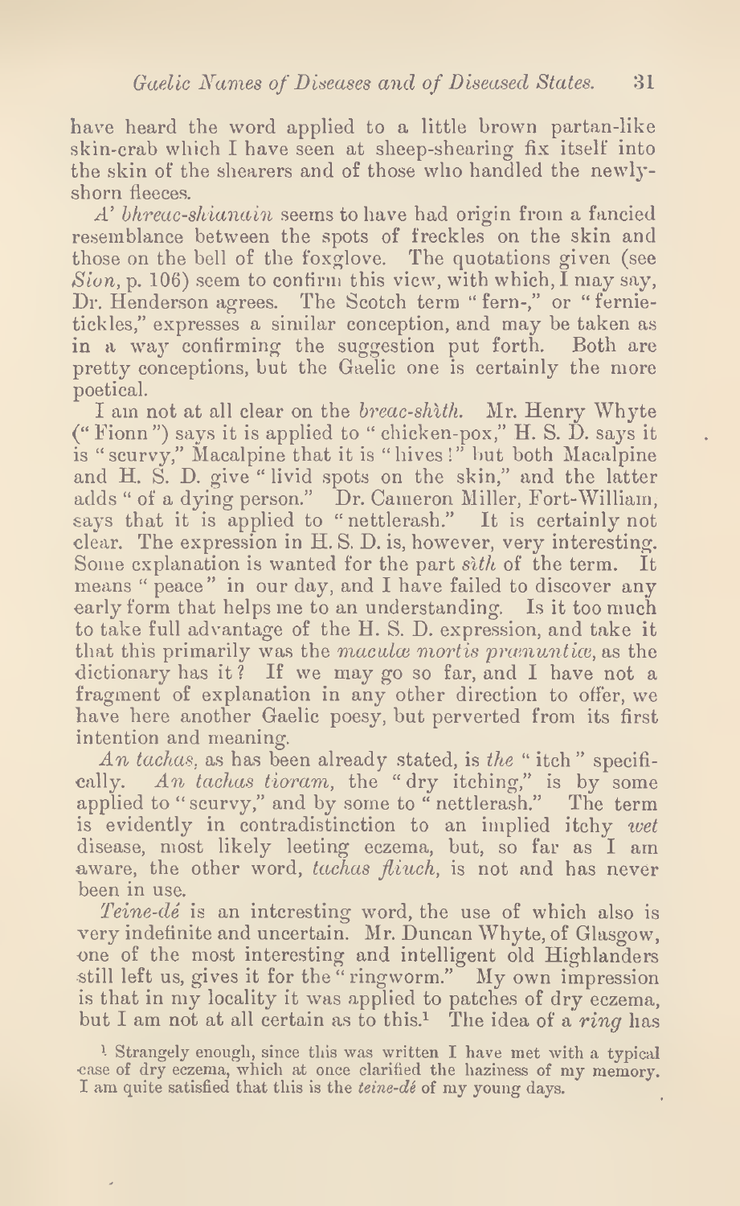have heard the word applied to a little brown partan-like skin-crab which I have seen at sheep-shearing fix itself into the skin of the shearers and of those who handled the newly-shorn fleeces.

*A' bhreac-shianain* seems to have had origin from a fancied resemblance between the spots of freckles on the skin and those on the bell of the foxglove. The quotations given (see *Sion*, p. 106) seem to confirm this view, with which, I may say, Dr. Henderson agrees. The Scotch term "fern-," or "fernie-tickles," expresses a similar conception, and may be taken as in a way confirming the suggestion put forth. Both are pretty conceptions, but the Gaelic one is certainly the more poetical.

I am not at all clear on the *breac-shìth*. Mr. Henry Whyte ("Fionn") says it is applied to "chicken-pox," H. S. D. says it is "scurvy," Macalpine that it is "hives!" but both Macalpine and H. S. D. give "livid spots on the skin," and the latter adds "of a dying person." Dr. Cameron Miller, Fort-William, says that it is applied to "nettlerash." It is certainly not clear. The expression in H. S. D. is, however, very interesting. Some explanation is wanted for the part *sìth* of the term. It means "peace" in our day, and I have failed to discover any early form that helps me to an understanding. Is it too much to take full advantage of the H. S. D. expression, and take it that this primarily was the *maculæ mortis prænuntiæ*, as the dictionary has it? If we may go so far, and I have not a fragment of explanation in any other direction to offer, we have here another Gaelic poesy, but perverted from its first intention and meaning.

*An tachas*, as has been already stated, is *the* "itch" specifically. *An tachas tioram*, the "dry itching," is by some applied to "scurvy," and by some to "nettlerash." The term is evidently in contradistinction to an implied itchy *wet* disease, most likely leeting eczema, but, so far as I am aware, the other word, *tachas fliuch*, is not and has never been in use.

*Teine-dé* is an interesting word, the use of which also is very indefinite and uncertain. Mr. Duncan Whyte, of Glasgow, one of the most interesting and intelligent old Highlanders still left us, gives it for the "ringworm." My own impression is that in my locality it was applied to patches of dry eczema, but I am not at all certain as to this.[1] The idea of a *ring* has

[1] Strangely enough, since this was written I have met with a typical case of dry eczema, which at once clarified the haziness of my memory. I am quite satisfied that this is the *teine-dé* of my young days.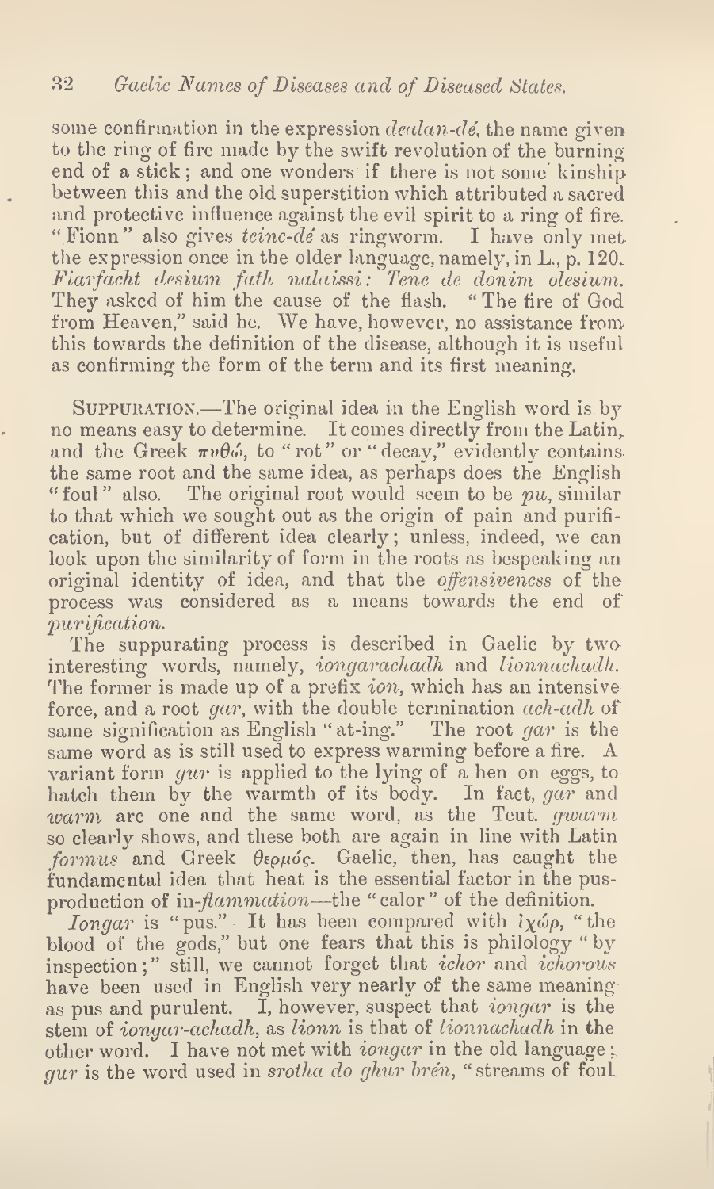some confirmation in the expression *dealan-dé*, the name given to the ring of fire made by the swift revolution of the burning end of a stick; and one wonders if there is not some kinship between this and the old superstition which attributed a sacred and protective influence against the evil spirit to a ring of fire. "Fionn" also gives *teinc-dé* as ringworm. I have only met the expression once in the older language, namely, in L., p. 120. *Fiarfacht desium fath nalaissi: Tene de donim olesium.* They asked of him the cause of the flash. "The fire of God from Heaven," said he. We have, however, no assistance from this towards the definition of the disease, although it is useful as confirming the form of the term and its first meaning.

SUPPURATION.—The original idea in the English word is by no means easy to determine. It comes directly from the Latin, and the Greek πυθώ, to "rot" or "decay," evidently contains the same root and the same idea, as perhaps does the English "foul" also. The original root would seem to be *pu*, similar to that which we sought out as the origin of pain and purification, but of different idea clearly; unless, indeed, we can look upon the similarity of form in the roots as bespeaking an original identity of idea, and that the *offensiveness* of the process was considered as a means towards the end of *purification.*

The suppurating process is described in Gaelic by two interesting words, namely, *iongarachadh* and *lionnachadh*. The former is made up of a prefix *ion*, which has an intensive force, and a root *gar*, with the double termination *ach-adh* of same signification as English "at-ing." The root *gar* is the same word as is still used to express warming before a fire. A variant form *gur* is applied to the lying of a hen on eggs, to hatch them by the warmth of its body. In fact, *gar* and *warm* are one and the same word, as the Teut. *gwarm* so clearly shows, and these both are again in line with Latin *formus* and Greek θερμός. Gaelic, then, has caught the fundamental idea that heat is the essential factor in the pus-production of in-*flammation*—the "calor" of the definition.

*Iongar* is "pus." It has been compared with ἰχώρ, "the blood of the gods," but one fears that this is philology "by inspection;" still, we cannot forget that *ichor* and *ichorous* have been used in English very nearly of the same meaning as pus and purulent. I, however, suspect that *iongar* is the stem of *iongar-achadh*, as *lionn* is that of *lionnachadh* in the other word. I have not met with *iongar* in the old language; *gur* is the word used in *srotha do ghur brén*, "streams of foul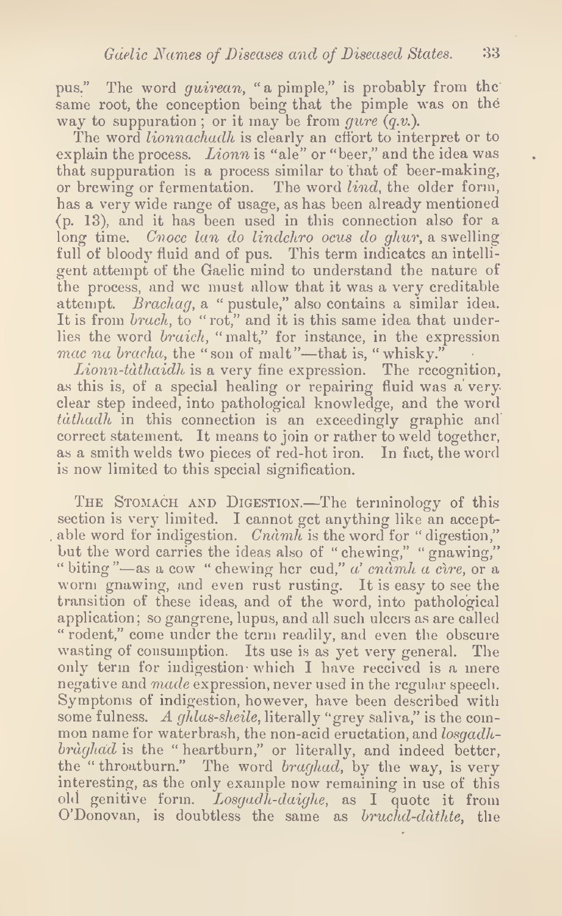pus." The word *guirean*, "a pimple," is probably from the same root, the conception being that the pimple was on the way to suppuration; or it may be from *gure* (*q.v.*).

The word *lionnachadh* is clearly an effort to interpret or to explain the process. *Lionn* is "ale" or "beer," and the idea was that suppuration is a process similar to that of beer-making, or brewing or fermentation. The word *lind*, the older form, has a very wide range of usage, as has been already mentioned (p. 13), and it has been used in this connection also for a long time. *Cnocc lan do lindchro ocus do ghur*, a swelling full of bloody fluid and of pus. This term indicates an intelligent attempt of the Gaelic mind to understand the nature of the process, and we must allow that it was a very creditable attempt. *Brachag*, a "pustule," also contains a similar idea. It is from *brach*, to "rot," and it is this same idea that underlies the word *braich*, "malt," for instance, in the expression *mac na bracha*, the "son of malt"—that is, "whisky."

*Lionn-tàthaidh* is a very fine expression. The recognition, as this is, of a special healing or repairing fluid was a very clear step indeed, into pathological knowledge, and the word *tàthadh* in this connection is an exceedingly graphic and correct statement. It means to join or rather to weld together, as a smith welds two pieces of red-hot iron. In fact, the word is now limited to this special signification.

The Stomach and Digestion.—The terminology of this section is very limited. I cannot get anything like an acceptable word for indigestion. *Cnàmh* is the word for "digestion," but the word carries the ideas also of "chewing," "gnawing," "biting"—as a cow "chewing her cud," *a' cnàmh a cìre*, or a worm gnawing, and even rust rusting. It is easy to see the transition of these ideas, and of the word, into pathological application; so gangrene, lupus, and all such ulcers as are called "rodent," come under the term readily, and even the obscure wasting of consumption. Its use is as yet very general. The only term for indigestion which I have received is a mere negative and *made* expression, never used in the regular speech. Symptoms of indigestion, however, have been described with some fulness. *A ghlas-sheile*, literally "grey saliva," is the common name for waterbrash, the non-acid eructation, and *losgadh-bràghad* is the "heartburn," or literally, and indeed better, the "throatburn." The word *braghad*, by the way, is very interesting, as the only example now remaining in use of this old genitive form. *Losgadh-daighe*, as I quote it from O'Donovan, is doubtless the same as *bruchd-dàthte*, the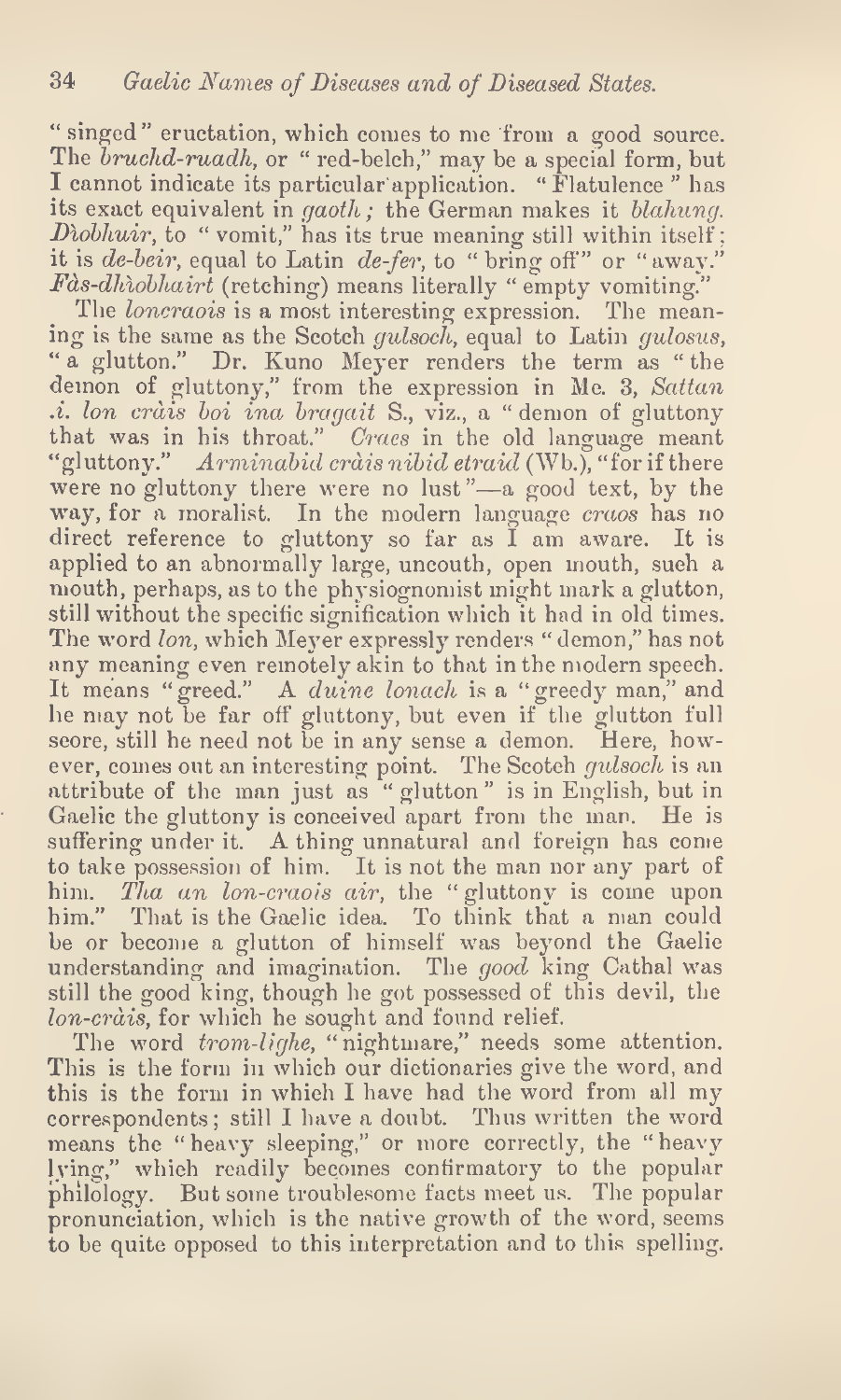"singed" eructation, which comes to me from a good source. The *bruchd-ruadh*, or "red-belch," may be a special form, but I cannot indicate its particular application. "Flatulence" has its exact equivalent in *gaoth;* the German makes it *blahung. Dìobhuir*, to "vomit," has its true meaning still within itself; it is *de-beir*, equal to Latin *de-fer*, to "bring off" or "away." *Fàs-dhìobhairt* (retching) means literally "empty vomiting."

The *loncraois* is a most interesting expression. The meaning is the same as the Scotch *gulsoch*, equal to Latin *gulosus*, "a glutton." Dr. Kuno Meyer renders the term as "the demon of gluttony," from the expression in Mc. 3, *Sattan .i. lon cràis boi ina bragait* S., viz., a "demon of gluttony that was in his throat." *Craes* in the old language meant "gluttony." *Arminabid cràis nibid etraid* (Wb.), "for if there were no gluttony there were no lust"—a good text, by the way, for a moralist. In the modern language *craos* has no direct reference to gluttony so far as I am aware. It is applied to an abnormally large, uncouth, open mouth, such a mouth, perhaps, as to the physiognomist might mark a glutton, still without the specific signification which it had in old times. The word *lon*, which Meyer expressly renders "demon," has not any meaning even remotely akin to that in the modern speech. It means "greed." A *duine lonach* is a "greedy man," and he may not be far off gluttony, but even if the glutton full score, still he need not be in any sense a demon. Here, however, comes out an interesting point. The Scotch *gulsoch* is an attribute of the man just as "glutton" is in English, but in Gaelic the gluttony is conceived apart from the man. He is suffering under it. A thing unnatural and foreign has come to take possession of him. It is not the man nor any part of him. *Tha an lon-craois air*, the "gluttony is come upon him." That is the Gaelic idea. To think that a man could be or become a glutton of himself was beyond the Gaelic understanding and imagination. The *good* king Cathal was still the good king, though he got possessed of this devil, the *lon-cràis*, for which he sought and found relief.

The word *trom-lighe*, "nightmare," needs some attention. This is the form in which our dictionaries give the word, and this is the form in which I have had the word from all my correspondents; still I have a doubt. Thus written the word means the "heavy sleeping," or more correctly, the "heavy lying," which readily becomes confirmatory to the popular philology. But some troublesome facts meet us. The popular pronunciation, which is the native growth of the word, seems to be quite opposed to this interpretation and to this spelling.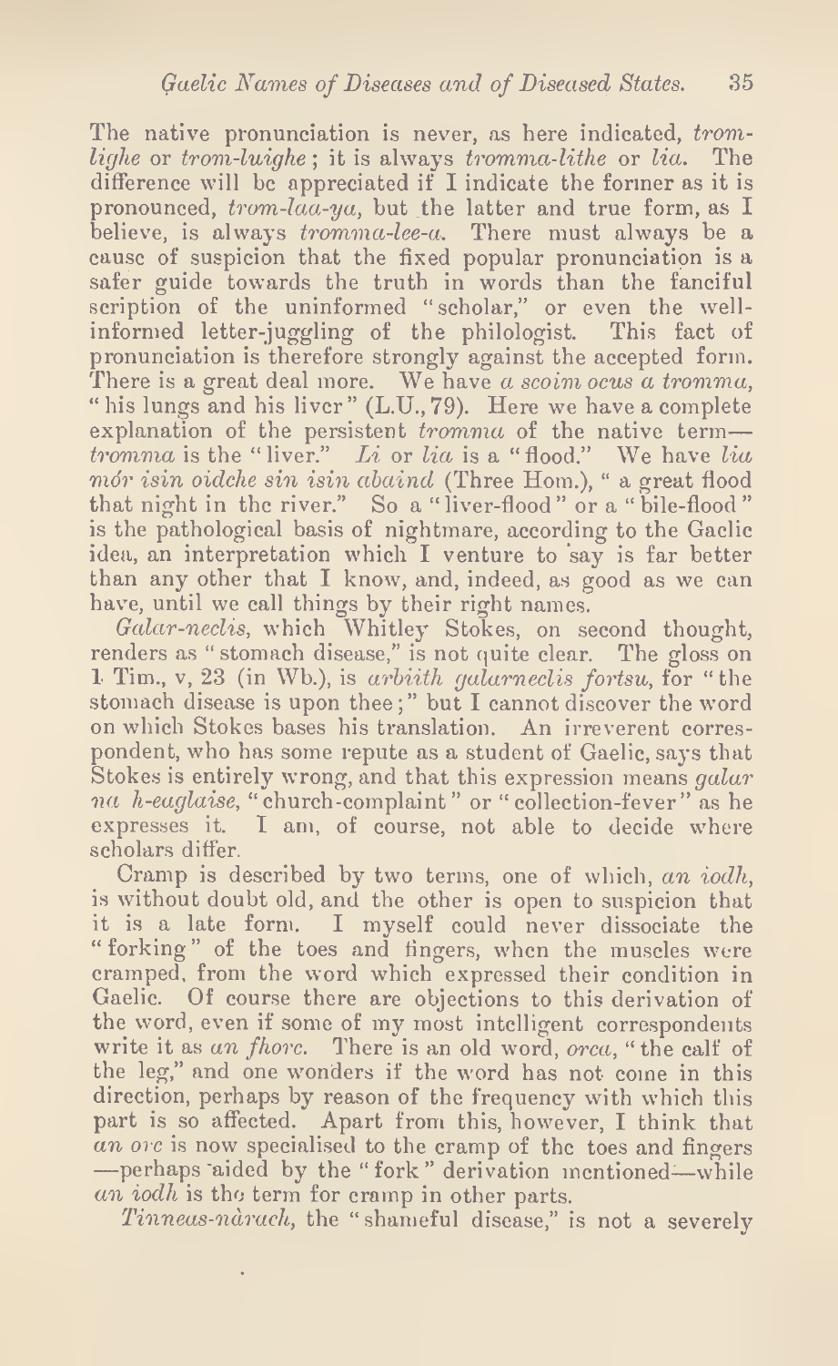The native pronunciation is never, as here indicated, *trom-lighe* or *trom-luighe*; it is always *tromma-lithe* or *lia*. The difference will be appreciated if I indicate the former as it is pronounced, *trom-laa-ya*, but the latter and true form, as I believe, is always *tromma-lee-a*. There must always be a cause of suspicion that the fixed popular pronunciation is a safer guide towards the truth in words than the fanciful scription of the uninformed "scholar," or even the well-informed letter-juggling of the philologist. This fact of pronunciation is therefore strongly against the accepted form. There is a great deal more. We have *a scoim ocus a tromma*, "his lungs and his liver" (L.U., 79). Here we have a complete explanation of the persistent *tromma* of the native term—*tromma* is the "liver." *Li* or *lia* is a "flood." We have *lia mór isin oidche sin isin abaind* (Three Hom.), "a great flood that night in the river." So a "liver-flood" or a "bile-flood" is the pathological basis of nightmare, according to the Gaelic idea, an interpretation which I venture to say is far better than any other that I know, and, indeed, as good as we can have, until we call things by their right names.

*Galar-neclis*, which Whitley Stokes, on second thought, renders as "stomach disease," is not quite clear. The gloss on 1 Tim., v, 23 (in Wb.), is *arbiith galarneclis fortsu*, for "the stomach disease is upon thee;" but I cannot discover the word on which Stokes bases his translation. An irreverent correspondent, who has some repute as a student of Gaelic, says that Stokes is entirely wrong, and that this expression means *galar na h-eaglaise*, "church-complaint" or "collection-fever" as he expresses it. I am, of course, not able to decide where scholars differ.

Cramp is described by two terms, one of which, *an iodh*, is without doubt old, and the other is open to suspicion that it is a late form. I myself could never dissociate the "forking" of the toes and fingers, when the muscles were cramped, from the word which expressed their condition in Gaelic. Of course there are objections to this derivation of the word, even if some of my most intelligent correspondents write it as *an fhorc*. There is an old word, *orca*, "the calf of the leg," and one wonders if the word has not come in this direction, perhaps by reason of the frequency with which this part is so affected. Apart from this, however, I think that *an orc* is now specialised to the cramp of the toes and fingers —perhaps aided by the "fork" derivation mentioned—while *an iodh* is the term for cramp in other parts.

*Tinneas-nàrach*, the "shameful disease," is not a severely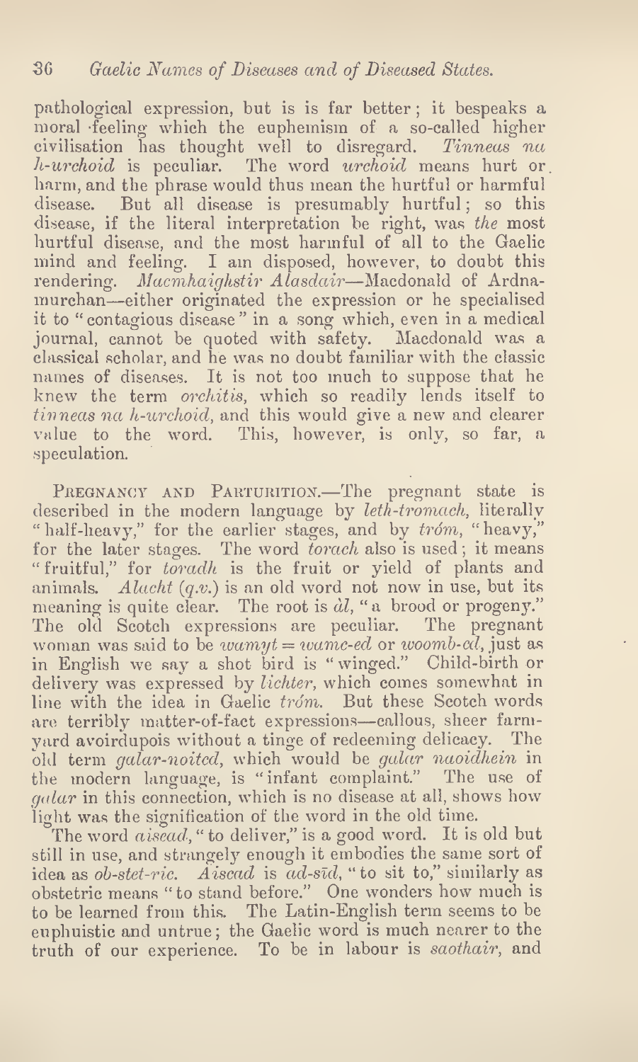pathological expression, but is is far better; it bespeaks a moral feeling which the euphemism of a so-called higher civilisation has thought well to disregard. *Tinneas na h-urchoid* is peculiar. The word *urchoid* means hurt or harm, and the phrase would thus mean the hurtful or harmful disease. But all disease is presumably hurtful; so this disease, if the literal interpretation be right, was *the* most hurtful disease, and the most harmful of all to the Gaelic mind and feeling. I am disposed, however, to doubt this rendering. *Macmhaighstir Alasdair*—Macdonald of Ardnamurchan—either originated the expression or he specialised it to "contagious disease" in a song which, even in a medical journal, cannot be quoted with safety. Macdonald was a classical scholar, and he was no doubt familiar with the classic names of diseases. It is not too much to suppose that he knew the term *orchitis*, which so readily lends itself to *tinneas na h-urchoid*, and this would give a new and clearer value to the word. This, however, is only, so far, a speculation.

Pregnancy and Parturition.—The pregnant state is described in the modern language by *leth-tromach*, literally "half-heavy," for the earlier stages, and by *tróm*, "heavy," for the later stages. The word *torach* also is used; it means "fruitful," for *toradh* is the fruit or yield of plants and animals. *Alacht* (*q.v.*) is an old word not now in use, but its meaning is quite clear. The root is *àl*, "a brood or progeny." The old Scotch expressions are peculiar. The pregnant woman was said to be *wamyt* = *wamc-ed* or *woomb-ed*, just as in English we say a shot bird is "winged." Child-birth or delivery was expressed by *lichter*, which comes somewhat in line with the idea in Gaelic *tróm*. But these Scotch words are terribly matter-of-fact expressions—callous, sheer farmyard avoirdupois without a tinge of redeeming delicacy. The old term *galar-noited*, which would be *galar naoidhein* in the modern language, is "infant complaint." The use of *galar* in this connection, which is no disease at all, shows how light was the signification of the word in the old time.

The word *aisead*, "to deliver," is a good word. It is old but still in use, and strangely enough it embodies the same sort of idea as *ob-stet-ric*. *Aiscad* is *ad-sīd*, "to sit to," similarly as obstetric means "to stand before." One wonders how much is to be learned from this. The Latin-English term seems to be euphuistic and untrue; the Gaelic word is much nearer to the truth of our experience. To be in labour is *saothair*, and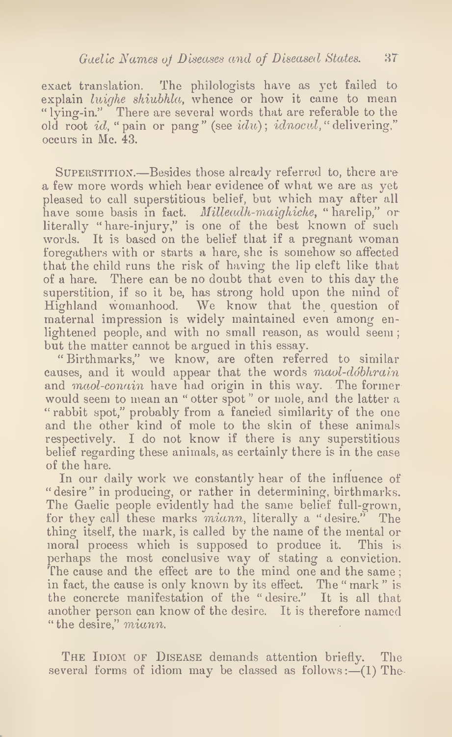exact translation. The philologists have as yet failed to explain *luighe shiubhla*, whence or how it came to mean "lying-in." There are several words that are referable to the old root *id*, "pain or pang" (see *idu*); *idnocul*, "delivering," occurs in Mc. 43.

Superstition.—Besides those already referred to, there are a few more words which bear evidence of what we are as yet pleased to call superstitious belief, but which may after all have some basis in fact. *Milleadh-maighiche*, "harelip," or literally "hare-injury," is one of the best known of such words. It is based on the belief that if a pregnant woman foregathers with or starts a hare, she is somehow so affected that the child runs the risk of having the lip cleft like that of a hare. There can be no doubt that even to this day the superstition, if so it be, has strong hold upon the mind of Highland womanhood. We know that the question of maternal impression is widely maintained even among enlightened people, and with no small reason, as would seem; but the matter cannot be argued in this essay.

"Birthmarks," we know, are often referred to similar causes, and it would appear that the words *maol-dóbhrain* and *maol-conain* have had origin in this way. The former would seem to mean an "otter spot" or mole, and the latter a "rabbit spot," probably from a fancied similarity of the one and the other kind of mole to the skin of these animals respectively. I do not know if there is any superstitious belief regarding these animals, as certainly there is in the case of the hare.

In our daily work we constantly hear of the influence of "desire" in producing, or rather in determining, birthmarks. The Gaelic people evidently had the same belief full-grown, for they call these marks *miann*, literally a "desire." The thing itself, the mark, is called by the name of the mental or moral process which is supposed to produce it. This is perhaps the most conclusive way of stating a conviction. The cause and the effect are to the mind one and the same; in fact, the cause is only known by its effect. The "mark" is the concrete manifestation of the "desire." It is all that another person can know of the desire. It is therefore named "the desire," *miann*.

The Idiom of Disease demands attention briefly. The several forms of idiom may be classed as follows:—(1) The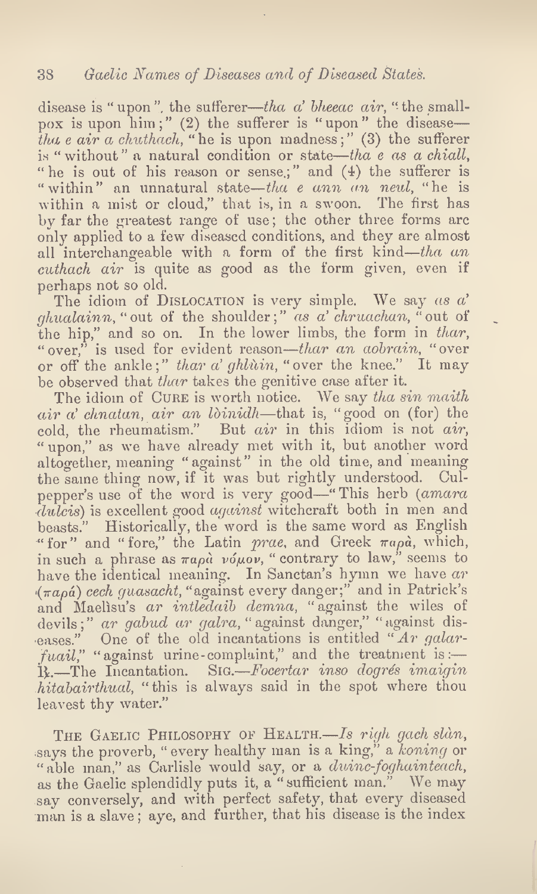disease is "upon", the sufferer—*tha a' bheeac air*, "the small-pox is upon him;" (2) the sufferer is "upon" the disease—*tha e air a chuthach*, "he is upon madness;" (3) the sufferer is "without" a natural condition or state—*tha e as a chiall*, "he is out of his reason or sense;" and (4) the sufferer is "within" an unnatural state—*tha e ann an neul*, "he is within a mist or cloud," that is, in a swoon. The first has by far the greatest range of use; the other three forms are only applied to a few diseased conditions, and they are almost all interchangeable with a form of the first kind—*tha an cuthach air* is quite as good as the form given, even if perhaps not so old.

The idiom of DISLOCATION is very simple. We say *as a' ghualainn*, "out of the shoulder;" *as a' chruachan*, "out of the hip," and so on. In the lower limbs, the form in *thar*, "over," is used for evident reason—*thar an aobrain*, "over or off the ankle;" *thar a' ghlùin*, "over the knee." It may be observed that *thar* takes the genitive case after it.

The idiom of CURE is worth notice. We say *tha sin maith air a' chnatan, air an lòinidh*—that is, "good on (for) the cold, the rheumatism." But *air* in this idiom is not *air*, "upon," as we have already met with it, but another word altogether, meaning "against" in the old time, and meaning the same thing now, if it was but rightly understood. Culpepper's use of the word is very good—"This herb (*amara dulcis*) is excellent good *against* witchcraft both in men and beasts." Historically, the word is the same word as English "for" and "fore," the Latin *prae*, and Greek παρὰ, which, in such a phrase as παρὰ νόμον, "contrary to law," seems to have the identical meaning. In Sanctan's hymn we have *ar* (παρά) *cech guasacht*, "against every danger;" and in Patrick's and Maelìsu's *ar intledaib demna*, "against the wiles of devils;" *ar gabud ar galra*, "against danger," "against diseases." One of the old incantations is entitled "*Ar galarfuail*," "against urine-complaint," and the treatment is:—℞.—The Incantation. SIG.—*Focertar inso dogrés imaigin hitabairthual*, "this is always said in the spot where thou leavest thy water."

THE GAELIC PHILOSOPHY OF HEALTH.—*Is righ gach slàn*, says the proverb, "every healthy man is a king," a *koning* or "able man," as Carlisle would say, or a *duine-foghainteach*, as the Gaelic splendidly puts it, a "sufficient man." We may say conversely, and with perfect safety, that every diseased man is a slave; aye, and further, that his disease is the index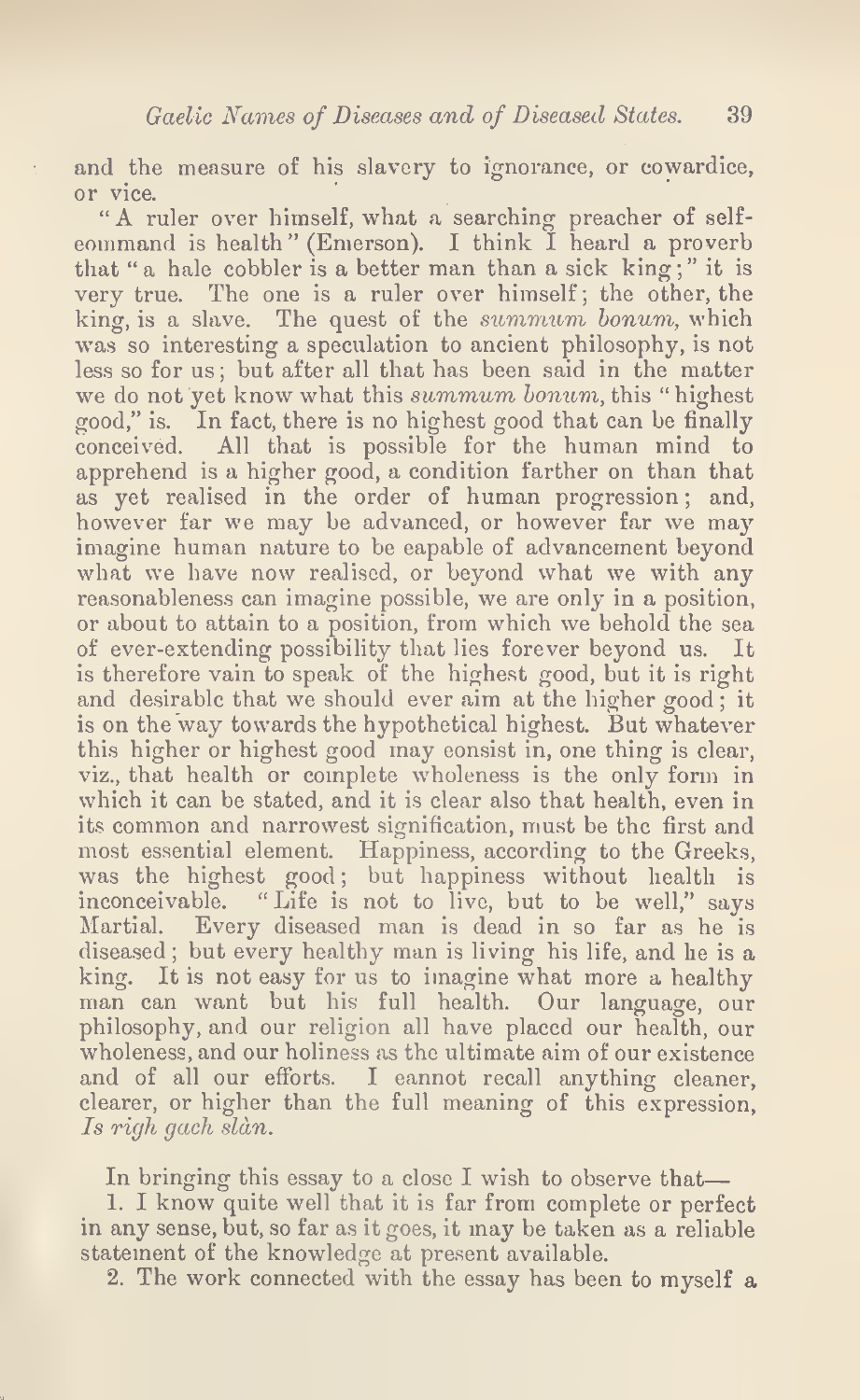and the measure of his slavery to ignorance, or cowardice, or vice.

"A ruler over himself, what a searching preacher of self-command is health" (Emerson). I think I heard a proverb that "a hale cobbler is a better man than a sick king;" it is very true. The one is a ruler over himself; the other, the king, is a slave. The quest of the *summum bonum*, which was so interesting a speculation to ancient philosophy, is not less so for us; but after all that has been said in the matter we do not yet know what this *summum bonum*, this "highest good," is. In fact, there is no highest good that can be finally conceived. All that is possible for the human mind to apprehend is a higher good, a condition farther on than that as yet realised in the order of human progression; and, however far we may be advanced, or however far we may imagine human nature to be capable of advancement beyond what we have now realised, or beyond what we with any reasonableness can imagine possible, we are only in a position, or about to attain to a position, from which we behold the sea of ever-extending possibility that lies forever beyond us. It is therefore vain to speak of the highest good, but it is right and desirable that we should ever aim at the higher good; it is on the way towards the hypothetical highest. But whatever this higher or highest good may consist in, one thing is clear, viz., that health or complete wholeness is the only form in which it can be stated, and it is clear also that health, even in its common and narrowest signification, must be the first and most essential element. Happiness, according to the Greeks, was the highest good; but happiness without health is inconceivable. "Life is not to live, but to be well," says Martial. Every diseased man is dead in so far as he is diseased; but every healthy man is living his life, and he is a king. It is not easy for us to imagine what more a healthy man can want but his full health. Our language, our philosophy, and our religion all have placed our health, our wholeness, and our holiness as the ultimate aim of our existence and of all our efforts. I cannot recall anything cleaner, clearer, or higher than the full meaning of this expression, *Is righ gach slàn.*

In bringing this essay to a close I wish to observe that—

1. I know quite well that it is far from complete or perfect in any sense, but, so far as it goes, it may be taken as a reliable statement of the knowledge at present available.

2. The work connected with the essay has been to myself a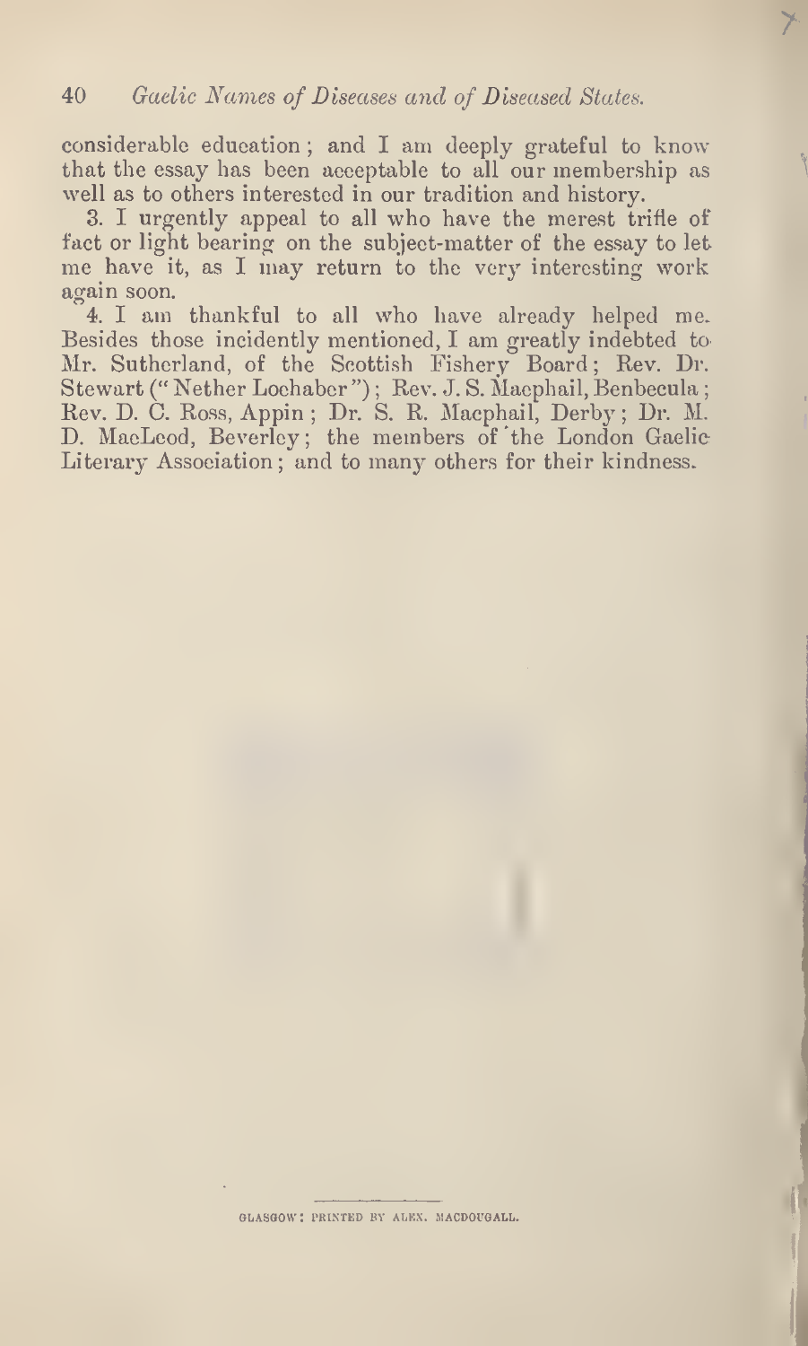considerable education; and I am deeply grateful to know that the essay has been acceptable to all our membership as well as to others interested in our tradition and history.

3. I urgently appeal to all who have the merest trifle of fact or light bearing on the subject-matter of the essay to let me have it, as I may return to the very interesting work again soon.

4. I am thankful to all who have already helped me. Besides those incidently mentioned, I am greatly indebted to Mr. Sutherland, of the Scottish Fishery Board; Rev. Dr. Stewart ("Nether Lochaber"); Rev. J. S. Macphail, Benbecula; Rev. D. C. Ross, Appin; Dr. S. R. Macphail, Derby; Dr. M. D. MacLeod, Beverley; the members of the London Gaelic Literary Association; and to many others for their kindness.

GLASGOW: PRINTED BY ALEX. MACDOUGALL.